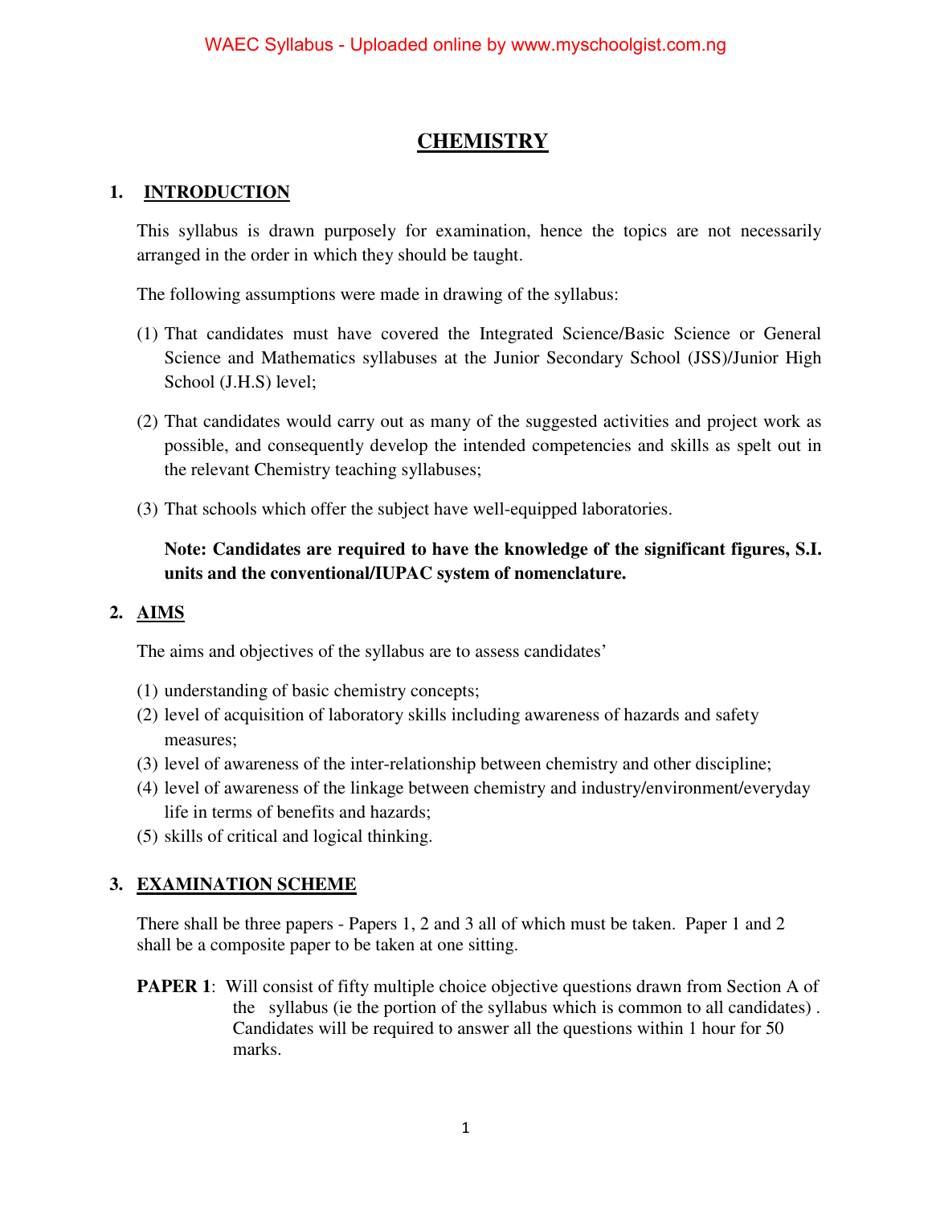# CHEMISTRY

## 1. INTRODUCTION

This syllabus is drawn purposely for examination, hence the topics are not necessarily arranged in the order in which they should be taught.

The following assumptions were made in drawing of the syllabus:

(1) That candidates must have covered the Integrated Science/Basic Science or General Science and Mathematics syllabuses at the Junior Secondary School (JSS)/Junior High School (J.H.S) level;

(2) That candidates would carry out as many of the suggested activities and project work as possible, and consequently develop the intended competencies and skills as spelt out in the relevant Chemistry teaching syllabuses;

(3) That schools which offer the subject have well-equipped laboratories.

**Note: Candidates are required to have the knowledge of the significant figures, S.I. units and the conventional/IUPAC system of nomenclature.**

## 2. AIMS

The aims and objectives of the syllabus are to assess candidates'

(1) understanding of basic chemistry concepts;
(2) level of acquisition of laboratory skills including awareness of hazards and safety measures;
(3) level of awareness of the inter-relationship between chemistry and other discipline;
(4) level of awareness of the linkage between chemistry and industry/environment/everyday life in terms of benefits and hazards;
(5) skills of critical and logical thinking.

## 3. EXAMINATION SCHEME

There shall be three papers - Papers 1, 2 and 3 all of which must be taken. Paper 1 and 2 shall be a composite paper to be taken at one sitting.

**PAPER 1**: Will consist of fifty multiple choice objective questions drawn from Section A of the syllabus (ie the portion of the syllabus which is common to all candidates) . Candidates will be required to answer all the questions within 1 hour for 50 marks.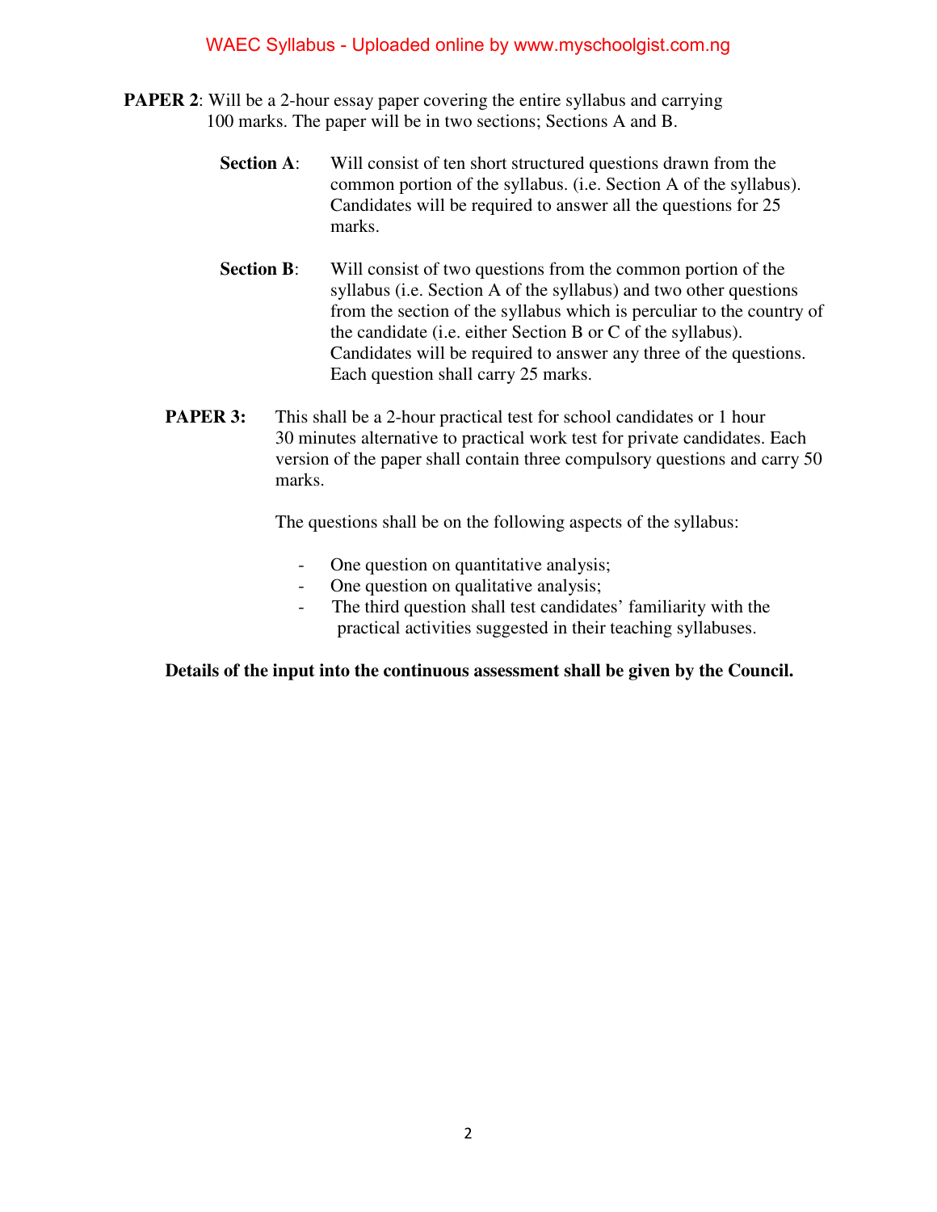**PAPER 2**: Will be a 2-hour essay paper covering the entire syllabus and carrying 100 marks. The paper will be in two sections; Sections A and B.

**Section A**: Will consist of ten short structured questions drawn from the common portion of the syllabus. (i.e. Section A of the syllabus). Candidates will be required to answer all the questions for 25 marks.

**Section B**: Will consist of two questions from the common portion of the syllabus (i.e. Section A of the syllabus) and two other questions from the section of the syllabus which is perculiar to the country of the candidate (i.e. either Section B or C of the syllabus). Candidates will be required to answer any three of the questions. Each question shall carry 25 marks.

**PAPER 3:** This shall be a 2-hour practical test for school candidates or 1 hour 30 minutes alternative to practical work test for private candidates. Each version of the paper shall contain three compulsory questions and carry 50 marks.

The questions shall be on the following aspects of the syllabus:

- One question on quantitative analysis;
- One question on qualitative analysis;
- The third question shall test candidates' familiarity with the practical activities suggested in their teaching syllabuses.

**Details of the input into the continuous assessment shall be given by the Council.**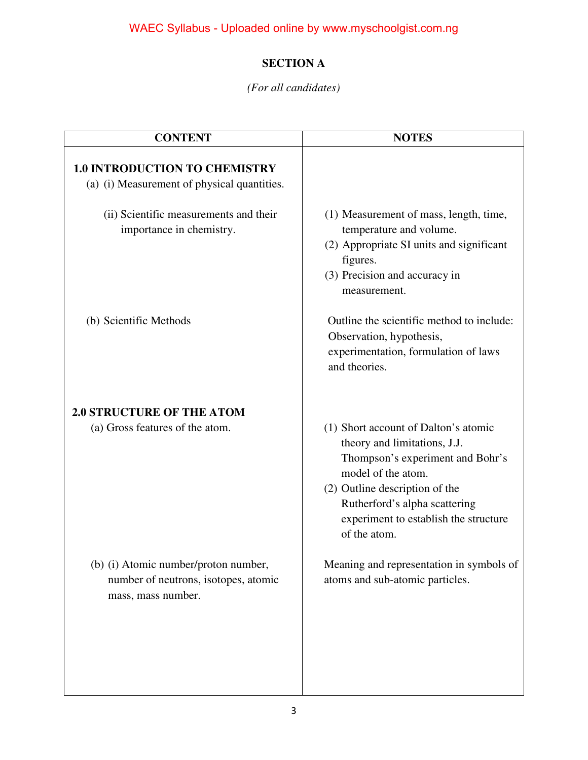## SECTION A

*(For all candidates)*

| CONTENT | NOTES |
|---|---|
| **1.0 INTRODUCTION TO CHEMISTRY** | |
| (a) (i) Measurement of physical quantities. | |
| (ii) Scientific measurements and their importance in chemistry. | (1) Measurement of mass, length, time, temperature and volume.<br>(2) Appropriate SI units and significant figures.<br>(3) Precision and accuracy in measurement. |
| (b) Scientific Methods | Outline the scientific method to include: Observation, hypothesis, experimentation, formulation of laws and theories. |
| **2.0 STRUCTURE OF THE ATOM** | |
| (a) Gross features of the atom. | (1) Short account of Dalton's atomic theory and limitations, J.J. Thompson's experiment and Bohr's model of the atom.<br>(2) Outline description of the Rutherford's alpha scattering experiment to establish the structure of the atom. |
| (b) (i) Atomic number/proton number, number of neutrons, isotopes, atomic mass, mass number. | Meaning and representation in symbols of atoms and sub-atomic particles. |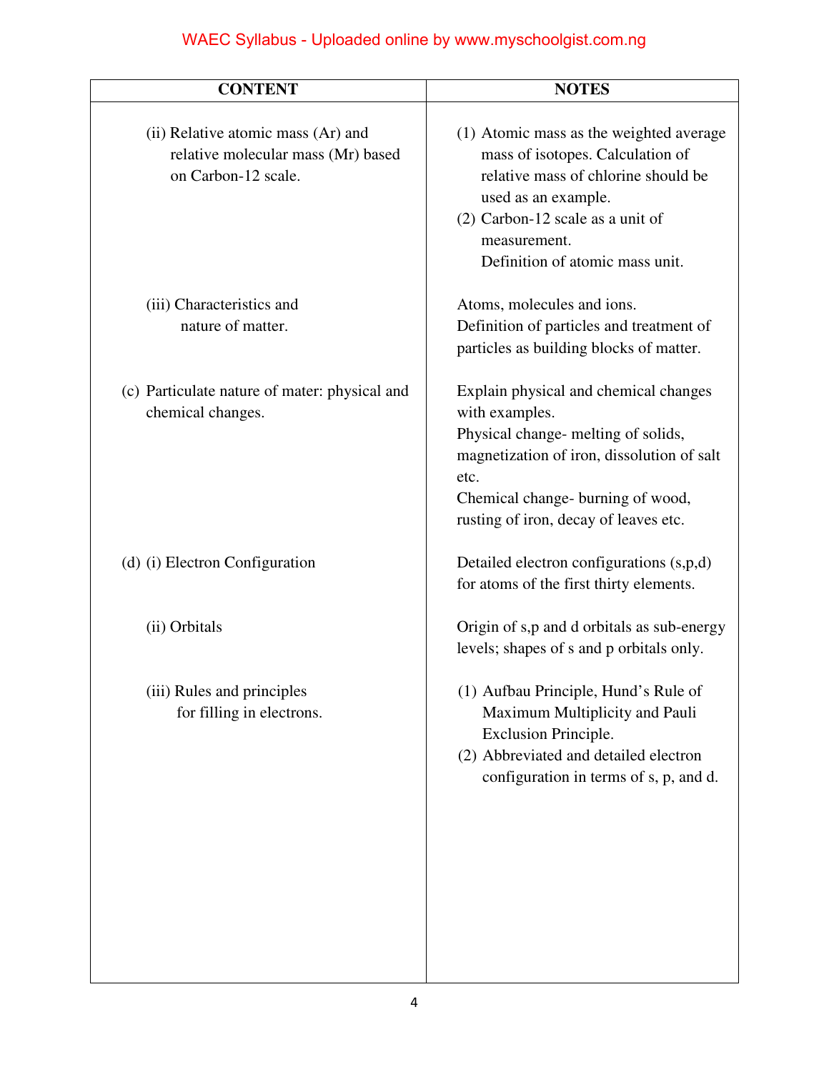| CONTENT | NOTES |
|---|---|
| (ii) Relative atomic mass (Ar) and relative molecular mass (Mr) based on Carbon-12 scale. | (1) Atomic mass as the weighted average mass of isotopes. Calculation of relative mass of chlorine should be used as an example.<br>(2) Carbon-12 scale as a unit of measurement.<br>Definition of atomic mass unit. |
| (iii) Characteristics and nature of matter. | Atoms, molecules and ions.<br>Definition of particles and treatment of particles as building blocks of matter. |
| (c) Particulate nature of mater: physical and chemical changes. | Explain physical and chemical changes with examples.<br>Physical change- melting of solids, magnetization of iron, dissolution of salt etc.<br>Chemical change- burning of wood, rusting of iron, decay of leaves etc. |
| (d) (i) Electron Configuration | Detailed electron configurations (s,p,d) for atoms of the first thirty elements. |
| (ii) Orbitals | Origin of s,p and d orbitals as sub-energy levels; shapes of s and p orbitals only. |
| (iii) Rules and principles for filling in electrons. | (1) Aufbau Principle, Hund's Rule of Maximum Multiplicity and Pauli Exclusion Principle.<br>(2) Abbreviated and detailed electron configuration in terms of s, p, and d. |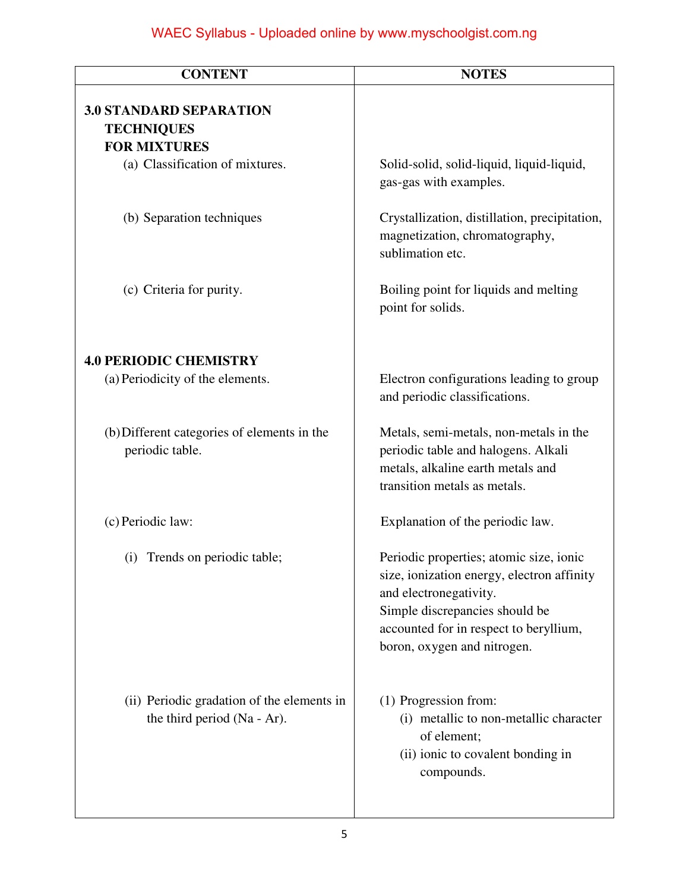| CONTENT | NOTES |
|---|---|
| **3.0 STANDARD SEPARATION TECHNIQUES FOR MIXTURES** | |
| (a) Classification of mixtures. | Solid-solid, solid-liquid, liquid-liquid, gas-gas with examples. |
| (b) Separation techniques | Crystallization, distillation, precipitation, magnetization, chromatography, sublimation etc. |
| (c) Criteria for purity. | Boiling point for liquids and melting point for solids. |
| **4.0 PERIODIC CHEMISTRY** | |
| (a) Periodicity of the elements. | Electron configurations leading to group and periodic classifications. |
| (b) Different categories of elements in the periodic table. | Metals, semi-metals, non-metals in the periodic table and halogens. Alkali metals, alkaline earth metals and transition metals as metals. |
| (c) Periodic law: | Explanation of the periodic law. |
| (i) Trends on periodic table; | Periodic properties; atomic size, ionic size, ionization energy, electron affinity and electronegativity. Simple discrepancies should be accounted for in respect to beryllium, boron, oxygen and nitrogen. |
| (ii) Periodic gradation of the elements in the third period (Na - Ar). | (1) Progression from: (i) metallic to non-metallic character of element; (ii) ionic to covalent bonding in compounds. |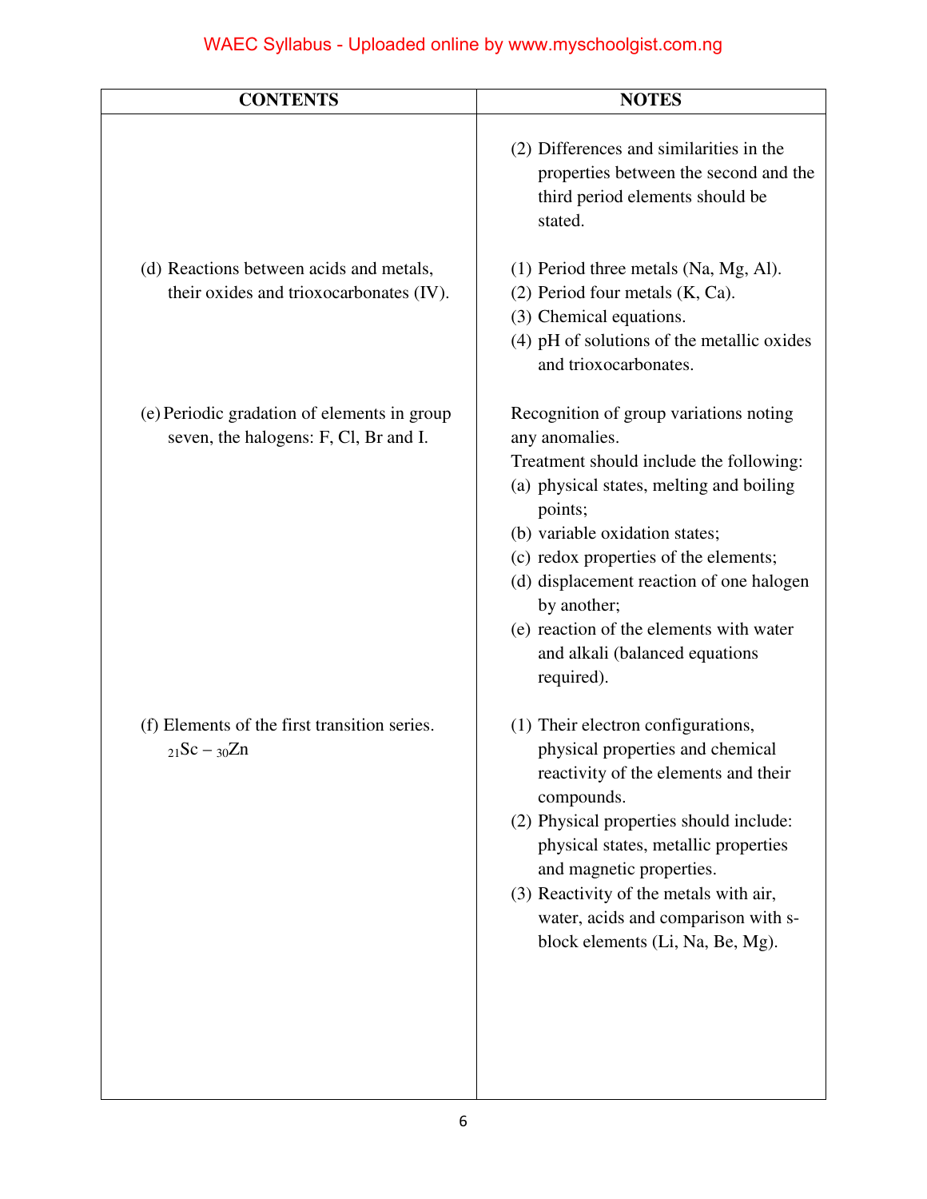| CONTENTS | NOTES |
|---|---|
| | (2) Differences and similarities in the properties between the second and the third period elements should be stated. |
| (d) Reactions between acids and metals, their oxides and trioxocarbonates (IV). | (1) Period three metals (Na, Mg, Al).<br>(2) Period four metals (K, Ca).<br>(3) Chemical equations.<br>(4) pH of solutions of the metallic oxides and trioxocarbonates. |
| (e) Periodic gradation of elements in group seven, the halogens: F, Cl, Br and I. | Recognition of group variations noting any anomalies.<br>Treatment should include the following:<br>(a) physical states, melting and boiling points;<br>(b) variable oxidation states;<br>(c) redox properties of the elements;<br>(d) displacement reaction of one halogen by another;<br>(e) reaction of the elements with water and alkali (balanced equations required). |
| (f) Elements of the first transition series. $_{21}Sc – _{30}Zn$ | (1) Their electron configurations, physical properties and chemical reactivity of the elements and their compounds.<br>(2) Physical properties should include: physical states, metallic properties and magnetic properties.<br>(3) Reactivity of the metals with air, water, acids and comparison with s-block elements (Li, Na, Be, Mg). |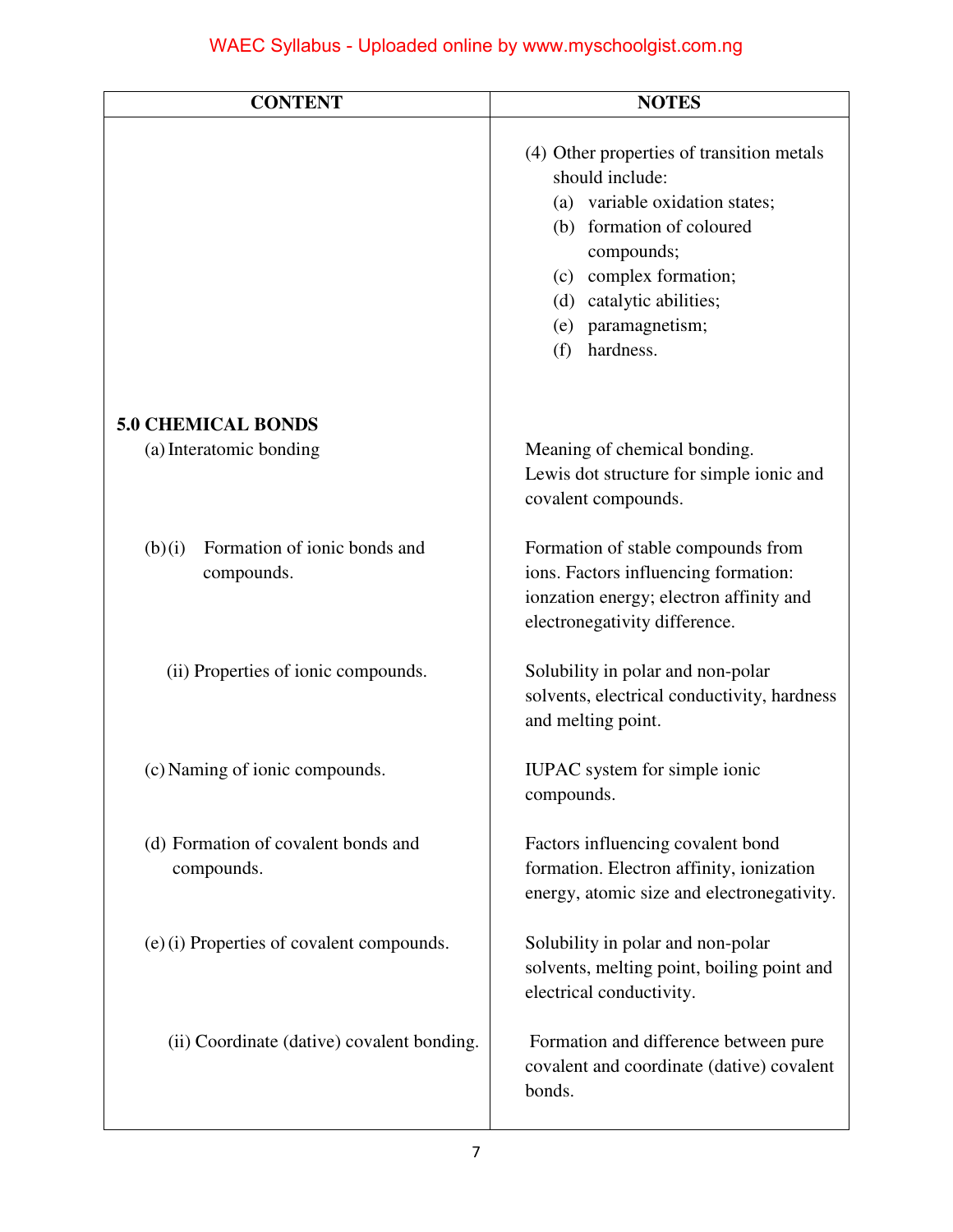| CONTENT | NOTES |
| --- | --- |
| | (4) Other properties of transition metals should include:<br>(a) variable oxidation states;<br>(b) formation of coloured compounds;<br>(c) complex formation;<br>(d) catalytic abilities;<br>(e) paramagnetism;<br>(f) hardness. |
| **5.0 CHEMICAL BONDS**<br>(a) Interatomic bonding | Meaning of chemical bonding.<br>Lewis dot structure for simple ionic and covalent compounds. |
| (b) (i) Formation of ionic bonds and compounds. | Formation of stable compounds from ions. Factors influencing formation: ionzation energy; electron affinity and electronegativity difference. |
| (ii) Properties of ionic compounds. | Solubility in polar and non-polar solvents, electrical conductivity, hardness and melting point. |
| (c) Naming of ionic compounds. | IUPAC system for simple ionic compounds. |
| (d) Formation of covalent bonds and compounds. | Factors influencing covalent bond formation. Electron affinity, ionization energy, atomic size and electronegativity. |
| (e) (i) Properties of covalent compounds. | Solubility in polar and non-polar solvents, melting point, boiling point and electrical conductivity. |
| (ii) Coordinate (dative) covalent bonding. | Formation and difference between pure covalent and coordinate (dative) covalent bonds. |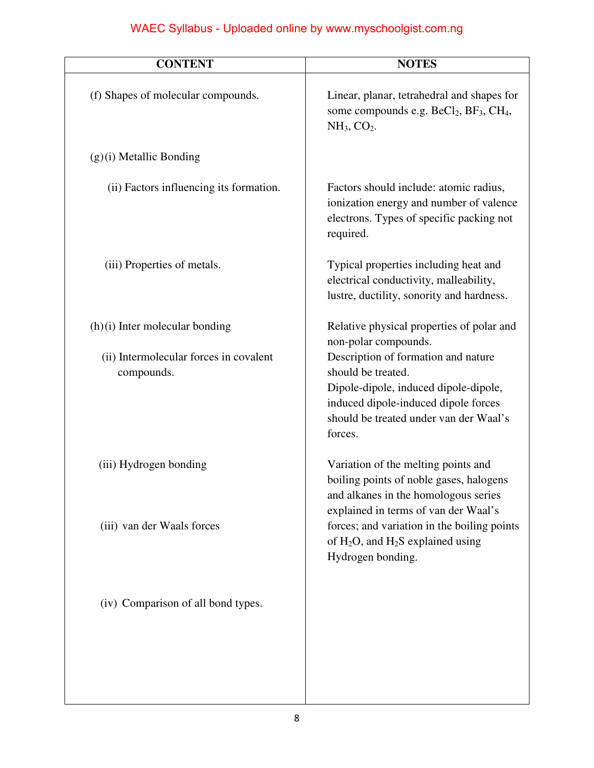| CONTENT | NOTES |
|---|---|
| (f) Shapes of molecular compounds. | Linear, planar, tetrahedral and shapes for some compounds e.g. $BeCl_2$, $BF_3$, $CH_4$, $NH_3$, $CO_2$. |
| (g) (i) Metallic Bonding | |
| (ii) Factors influencing its formation. | Factors should include: atomic radius, ionization energy and number of valence electrons. Types of specific packing not required. |
| (iii) Properties of metals. | Typical properties including heat and electrical conductivity, malleability, lustre, ductility, sonority and hardness. |
| (h) (i) Inter molecular bonding | Relative physical properties of polar and non-polar compounds. |
| (ii) Intermolecular forces in covalent compounds. | Description of formation and nature should be treated. Dipole-dipole, induced dipole-dipole, induced dipole-induced dipole forces should be treated under van der Waal's forces. |
| (iii) Hydrogen bonding | Variation of the melting points and boiling points of noble gases, halogens and alkanes in the homologous series explained in terms of van der Waal's forces; and variation in the boiling points of $H_2O$, and $H_2S$ explained using Hydrogen bonding. |
| (iii) van der Waals forces | |
| (iv) Comparison of all bond types. | |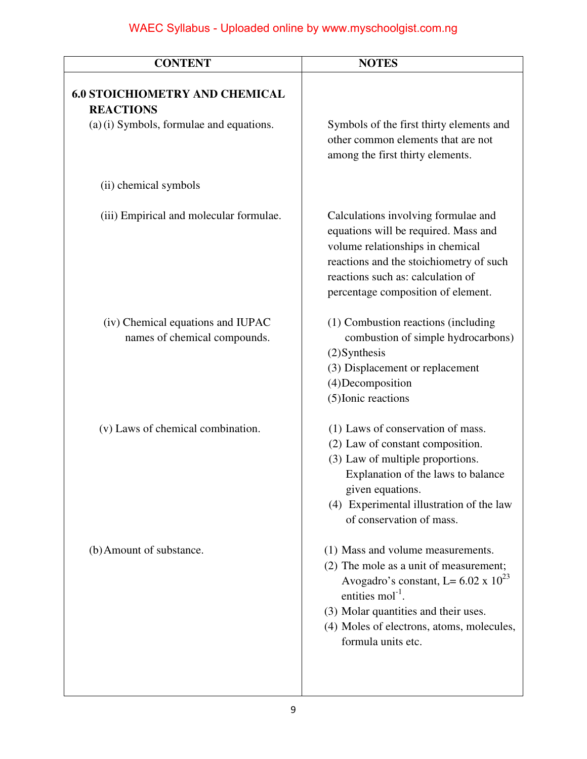| CONTENT | NOTES |
| --- | --- |
| **6.0 STOICHIOMETRY AND CHEMICAL REACTIONS** | |
| (a) (i) Symbols, formulae and equations. | Symbols of the first thirty elements and other common elements that are not among the first thirty elements. |
| (ii) chemical symbols | |
| (iii) Empirical and molecular formulae. | Calculations involving formulae and equations will be required. Mass and volume relationships in chemical reactions and the stoichiometry of such reactions such as: calculation of percentage composition of element. |
| (iv) Chemical equations and IUPAC names of chemical compounds. | (1) Combustion reactions (including combustion of simple hydrocarbons)<br>(2)Synthesis<br>(3) Displacement or replacement<br>(4)Decomposition<br>(5)Ionic reactions |
| (v) Laws of chemical combination. | (1) Laws of conservation of mass.<br>(2) Law of constant composition.<br>(3) Law of multiple proportions. Explanation of the laws to balance given equations.<br>(4) Experimental illustration of the law of conservation of mass. |
| (b) Amount of substance. | (1) Mass and volume measurements.<br>(2) The mole as a unit of measurement; Avogadro's constant, $L = 6.02 \times 10^{23}$ entities $mol^{-1}$.<br>(3) Molar quantities and their uses.<br>(4) Moles of electrons, atoms, molecules, formula units etc. |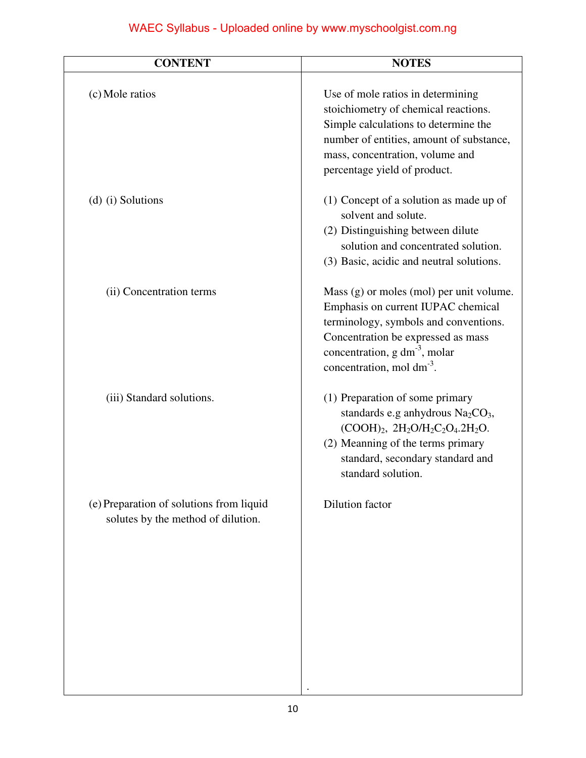| CONTENT | NOTES |
|---|---|
| (c) Mole ratios | Use of mole ratios in determining stoichiometry of chemical reactions. Simple calculations to determine the number of entities, amount of substance, mass, concentration, volume and percentage yield of product. |
| (d) (i) Solutions | (1) Concept of a solution as made up of solvent and solute.<br>(2) Distinguishing between dilute solution and concentrated solution.<br>(3) Basic, acidic and neutral solutions. |
| (ii) Concentration terms | Mass (g) or moles (mol) per unit volume. Emphasis on current IUPAC chemical terminology, symbols and conventions. Concentration be expressed as mass concentration, g $dm^{-3}$, molar concentration, mol $dm^{-3}$. |
| (iii) Standard solutions. | (1) Preparation of some primary standards e.g anhydrous $Na_2CO_3$, $(COOH)_2$, $2H_2O/H_2C_2O_4.2H_2O$.<br>(2) Meanning of the terms primary standard, secondary standard and standard solution. |
| (e) Preparation of solutions from liquid solutes by the method of dilution. | Dilution factor |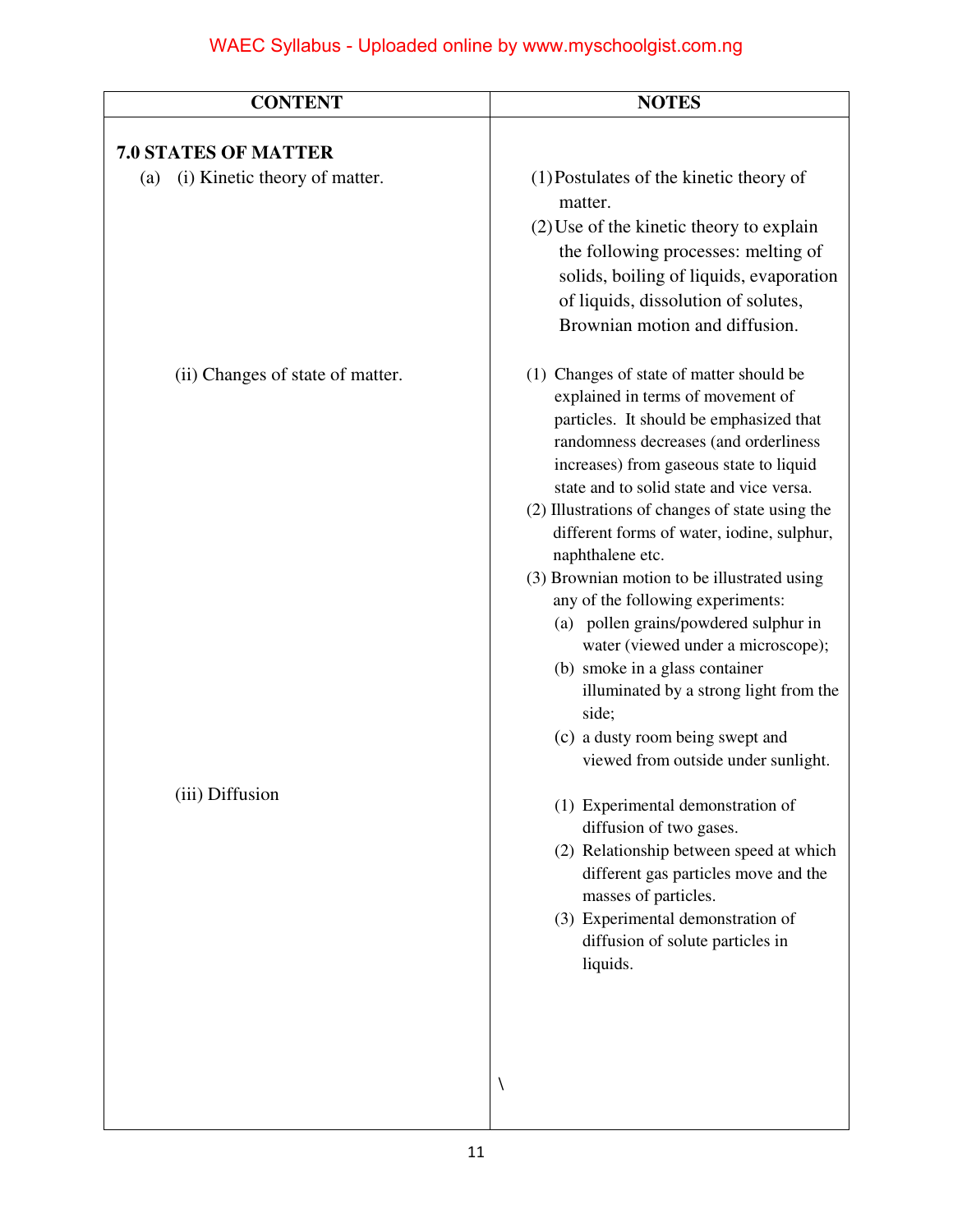| CONTENT | NOTES |
|---|---|
| **7.0 STATES OF MATTER** | |
| (a) (i) Kinetic theory of matter. | (1) Postulates of the kinetic theory of matter.<br>(2) Use of the kinetic theory to explain the following processes: melting of solids, boiling of liquids, evaporation of liquids, dissolution of solutes, Brownian motion and diffusion. |
| (ii) Changes of state of matter. | (1) Changes of state of matter should be explained in terms of movement of particles. It should be emphasized that randomness decreases (and orderliness increases) from gaseous state to liquid state and to solid state and vice versa.<br>(2) Illustrations of changes of state using the different forms of water, iodine, sulphur, naphthalene etc.<br>(3) Brownian motion to be illustrated using any of the following experiments:<br>(a) pollen grains/powdered sulphur in water (viewed under a microscope);<br>(b) smoke in a glass container illuminated by a strong light from the side;<br>(c) a dusty room being swept and viewed from outside under sunlight. |
| (iii) Diffusion | (1) Experimental demonstration of diffusion of two gases.<br>(2) Relationship between speed at which different gas particles move and the masses of particles.<br>(3) Experimental demonstration of diffusion of solute particles in liquids. |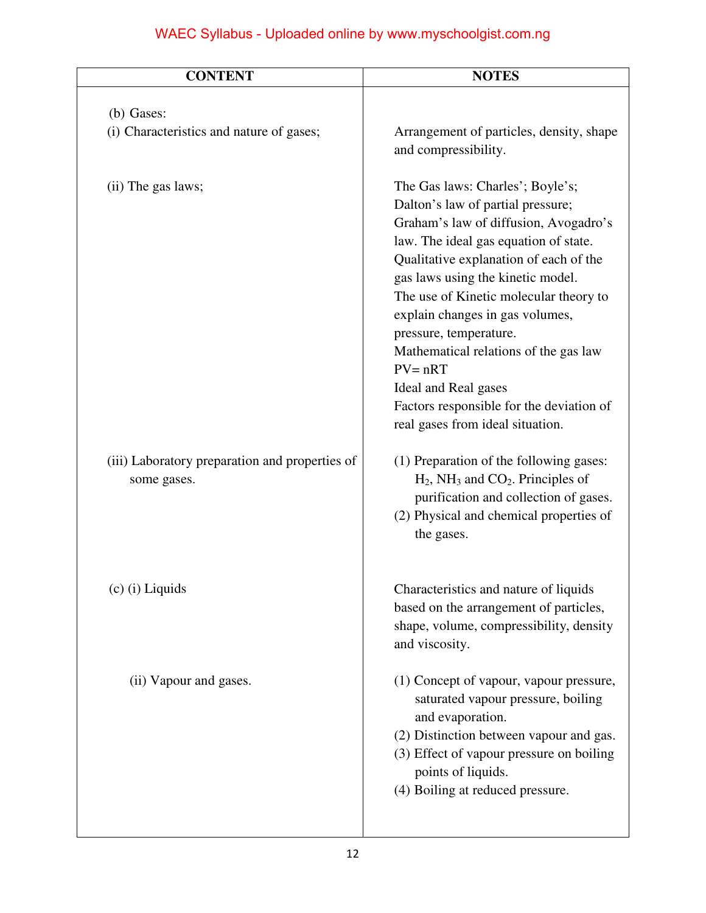| CONTENT | NOTES |
|---|---|
| (b) Gases: | |
| (i) Characteristics and nature of gases; | Arrangement of particles, density, shape and compressibility. |
| (ii) The gas laws; | The Gas laws: Charles'; Boyle's; Dalton's law of partial pressure; Graham's law of diffusion, Avogadro's law. The ideal gas equation of state. Qualitative explanation of each of the gas laws using the kinetic model. The use of Kinetic molecular theory to explain changes in gas volumes, pressure, temperature. Mathematical relations of the gas law $PV = nRT$ Ideal and Real gases Factors responsible for the deviation of real gases from ideal situation. |
| (iii) Laboratory preparation and properties of some gases. | (1) Preparation of the following gases: $H_2$, $NH_3$ and $CO_2$. Principles of purification and collection of gases. (2) Physical and chemical properties of the gases. |
| (c) (i) Liquids | Characteristics and nature of liquids based on the arrangement of particles, shape, volume, compressibility, density and viscosity. |
| (ii) Vapour and gases. | (1) Concept of vapour, vapour pressure, saturated vapour pressure, boiling and evaporation. (2) Distinction between vapour and gas. (3) Effect of vapour pressure on boiling points of liquids. (4) Boiling at reduced pressure. |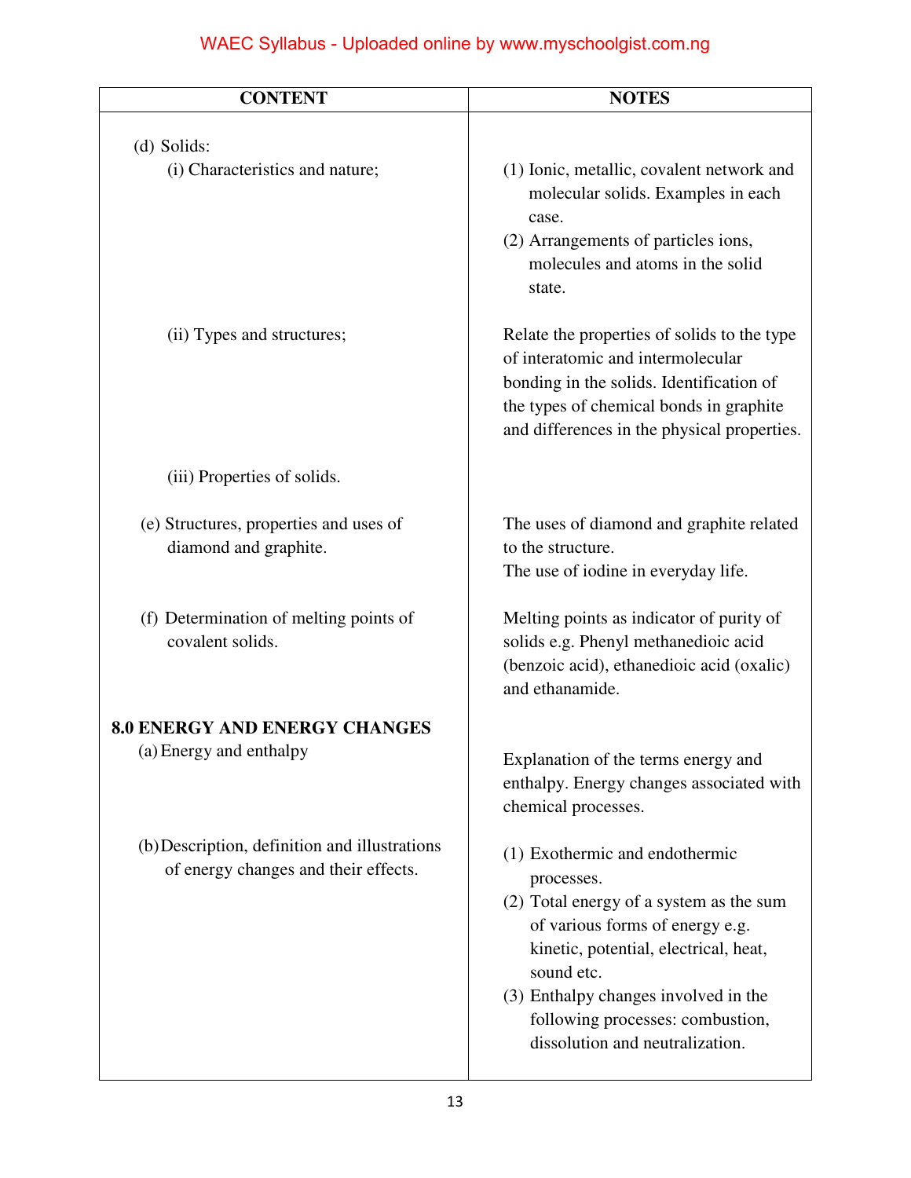| CONTENT | NOTES |
|---|---|
| (d) Solids:<br>(i) Characteristics and nature; | (1) Ionic, metallic, covalent network and molecular solids. Examples in each case.<br>(2) Arrangements of particles ions, molecules and atoms in the solid state. |
| (ii) Types and structures; | Relate the properties of solids to the type of interatomic and intermolecular bonding in the solids. Identification of the types of chemical bonds in graphite and differences in the physical properties. |
| (iii) Properties of solids. | |
| (e) Structures, properties and uses of diamond and graphite. | The uses of diamond and graphite related to the structure.<br>The use of iodine in everyday life. |
| (f) Determination of melting points of covalent solids. | Melting points as indicator of purity of solids e.g. Phenyl methanedioic acid (benzoic acid), ethanedioic acid (oxalic) and ethanamide. |
| **8.0 ENERGY AND ENERGY CHANGES**<br>(a) Energy and enthalpy | Explanation of the terms energy and enthalpy. Energy changes associated with chemical processes. |
| (b) Description, definition and illustrations of energy changes and their effects. | (1) Exothermic and endothermic processes.<br>(2) Total energy of a system as the sum of various forms of energy e.g. kinetic, potential, electrical, heat, sound etc.<br>(3) Enthalpy changes involved in the following processes: combustion, dissolution and neutralization. |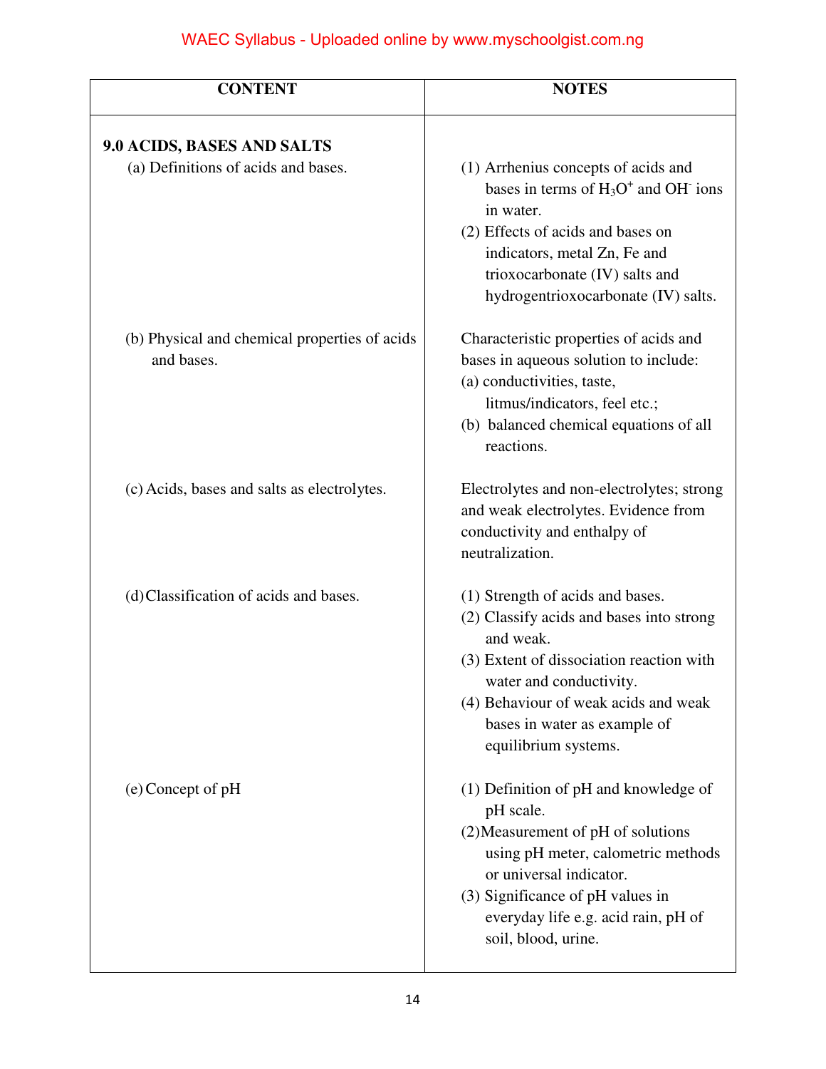| CONTENT | NOTES |
|---|---|
| **9.0 ACIDS, BASES AND SALTS** | |
| (a) Definitions of acids and bases. | (1) Arrhenius concepts of acids and bases in terms of $H_3O^+$ and $OH^-$ ions in water.<br>(2) Effects of acids and bases on indicators, metal Zn, Fe and trioxocarbonate (IV) salts and hydrogentrioxocarbonate (IV) salts. |
| (b) Physical and chemical properties of acids and bases. | Characteristic properties of acids and bases in aqueous solution to include:<br>(a) conductivities, taste, litmus/indicators, feel etc.;<br>(b) balanced chemical equations of all reactions. |
| (c) Acids, bases and salts as electrolytes. | Electrolytes and non-electrolytes; strong and weak electrolytes. Evidence from conductivity and enthalpy of neutralization. |
| (d) Classification of acids and bases. | (1) Strength of acids and bases.<br>(2) Classify acids and bases into strong and weak.<br>(3) Extent of dissociation reaction with water and conductivity.<br>(4) Behaviour of weak acids and weak bases in water as example of equilibrium systems. |
| (e) Concept of pH | (1) Definition of pH and knowledge of pH scale.<br>(2) Measurement of pH of solutions using pH meter, calometric methods or universal indicator.<br>(3) Significance of pH values in everyday life e.g. acid rain, pH of soil, blood, urine. |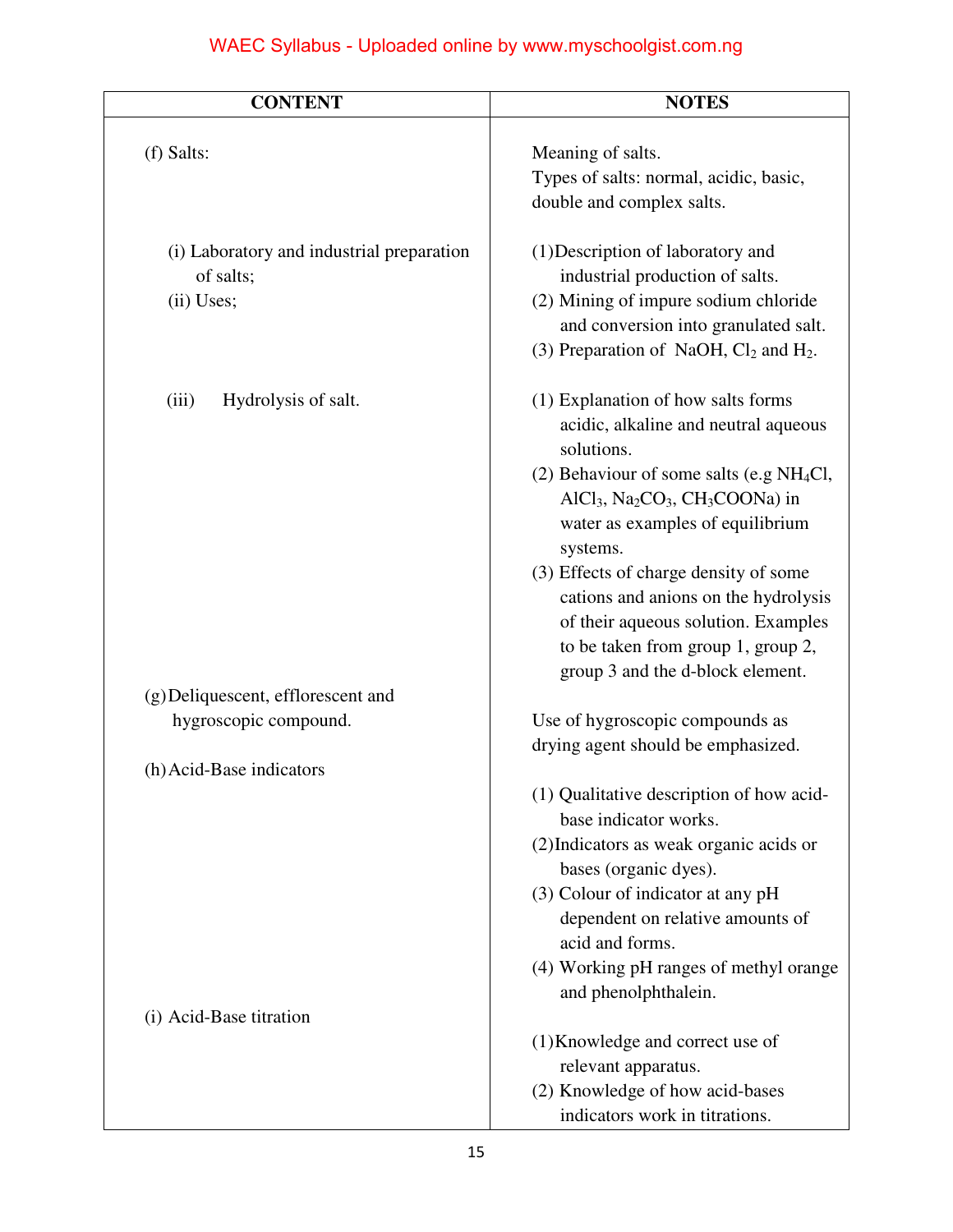| CONTENT | NOTES |
| --- | --- |
| (f) Salts: | Meaning of salts.<br>Types of salts: normal, acidic, basic, double and complex salts. |
| (i) Laboratory and industrial preparation of salts;<br>(ii) Uses; | (1) Description of laboratory and industrial production of salts.<br>(2) Mining of impure sodium chloride and conversion into granulated salt.<br>(3) Preparation of NaOH, $Cl_2$ and $H_2$. |
| (iii) Hydrolysis of salt. | (1) Explanation of how salts forms acidic, alkaline and neutral aqueous solutions.<br>(2) Behaviour of some salts (e.g $NH_4Cl$, $AlCl_3$, $Na_2CO_3$, $CH_3COONa$) in water as examples of equilibrium systems.<br>(3) Effects of charge density of some cations and anions on the hydrolysis of their aqueous solution. Examples to be taken from group 1, group 2, group 3 and the d-block element. |
| (g) Deliquescent, efflorescent and hygroscopic compound. | Use of hygroscopic compounds as drying agent should be emphasized. |
| (h) Acid-Base indicators | (1) Qualitative description of how acid-base indicator works.<br>(2) Indicators as weak organic acids or bases (organic dyes).<br>(3) Colour of indicator at any pH dependent on relative amounts of acid and forms.<br>(4) Working pH ranges of methyl orange and phenolphthalein. |
| (i) Acid-Base titration | (1) Knowledge and correct use of relevant apparatus.<br>(2) Knowledge of how acid-bases indicators work in titrations. |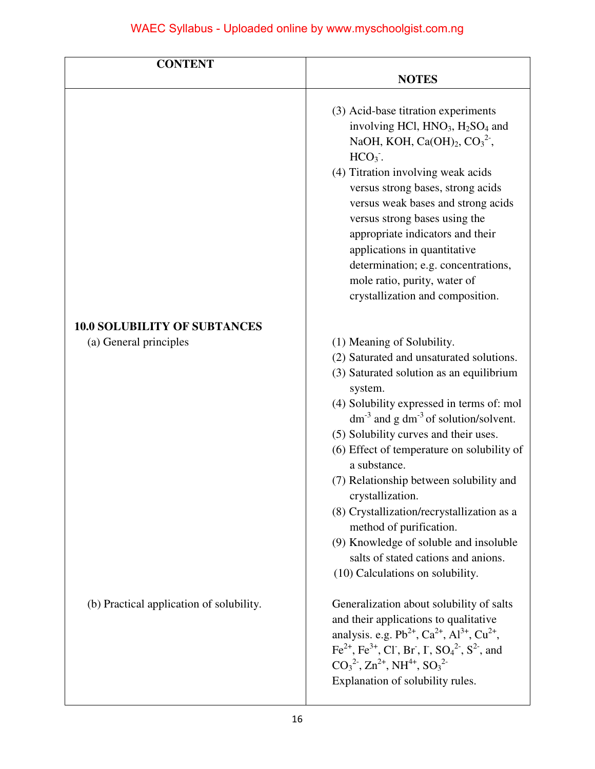| CONTENT | NOTES |
|---|---|
| | (3) Acid-base titration experiments involving HCl, $HNO_3$, $H_2SO_4$ and NaOH, KOH, $Ca(OH)_2$, $CO_3^{2-}$, $HCO_3^-$.<br>(4) Titration involving weak acids versus strong bases, strong acids versus weak bases and strong acids versus strong bases using the appropriate indicators and their applications in quantitative determination; e.g. concentrations, mole ratio, purity, water of crystallization and composition. |
| **10.0 SOLUBILITY OF SUBTANCES**<br>(a) General principles | (1) Meaning of Solubility.<br>(2) Saturated and unsaturated solutions.<br>(3) Saturated solution as an equilibrium system.<br>(4) Solubility expressed in terms of: mol $dm^{-3}$ and g $dm^{-3}$ of solution/solvent.<br>(5) Solubility curves and their uses.<br>(6) Effect of temperature on solubility of a substance.<br>(7) Relationship between solubility and crystallization.<br>(8) Crystallization/recrystallization as a method of purification.<br>(9) Knowledge of soluble and insoluble salts of stated cations and anions.<br>(10) Calculations on solubility. |
| (b) Practical application of solubility. | Generalization about solubility of salts and their applications to qualitative analysis. e.g. $Pb^{2+}$, $Ca^{2+}$, $Al^{3+}$, $Cu^{2+}$, $Fe^{2+}$, $Fe^{3+}$, $Cl^-$, $Br^-$, $I^-$, $SO_4^{2-}$, $S^{2-}$, and $CO_3^{2-}$, $Zn^{2+}$, $NH^{4+}$, $SO_3^{2-}$<br>Explanation of solubility rules. |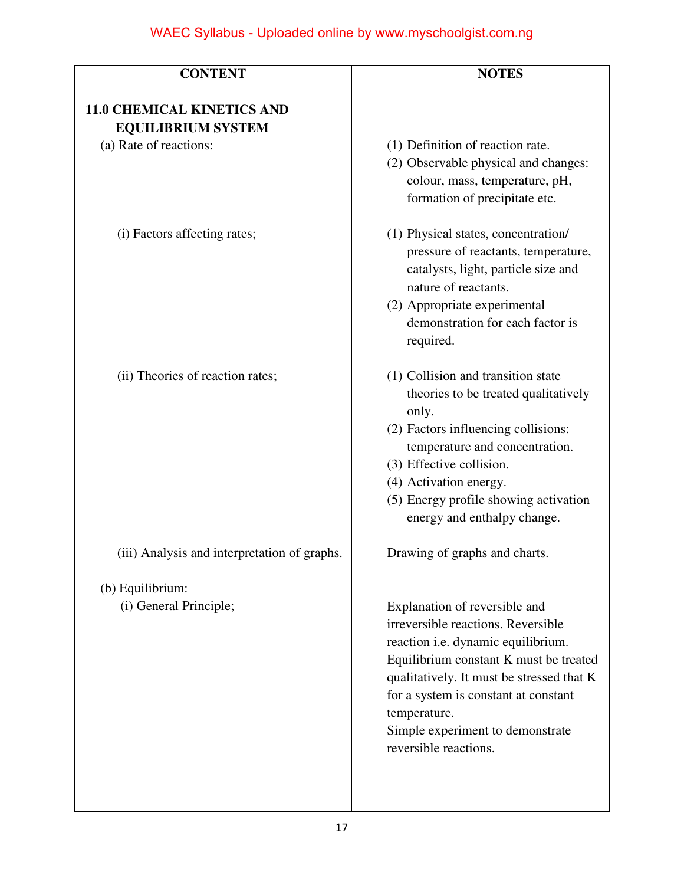| CONTENT | NOTES |
|---|---|
| **11.0 CHEMICAL KINETICS AND EQUILIBRIUM SYSTEM** | |
| (a) Rate of reactions: | (1) Definition of reaction rate.<br>(2) Observable physical and changes: colour, mass, temperature, pH, formation of precipitate etc. |
| (i) Factors affecting rates; | (1) Physical states, concentration/ pressure of reactants, temperature, catalysts, light, particle size and nature of reactants.<br>(2) Appropriate experimental demonstration for each factor is required. |
| (ii) Theories of reaction rates; | (1) Collision and transition state theories to be treated qualitatively only.<br>(2) Factors influencing collisions: temperature and concentration.<br>(3) Effective collision.<br>(4) Activation energy.<br>(5) Energy profile showing activation energy and enthalpy change. |
| (iii) Analysis and interpretation of graphs. | Drawing of graphs and charts. |
| (b) Equilibrium: | |
| (i) General Principle; | Explanation of reversible and irreversible reactions. Reversible reaction i.e. dynamic equilibrium. Equilibrium constant K must be treated qualitatively. It must be stressed that K for a system is constant at constant temperature.<br>Simple experiment to demonstrate reversible reactions. |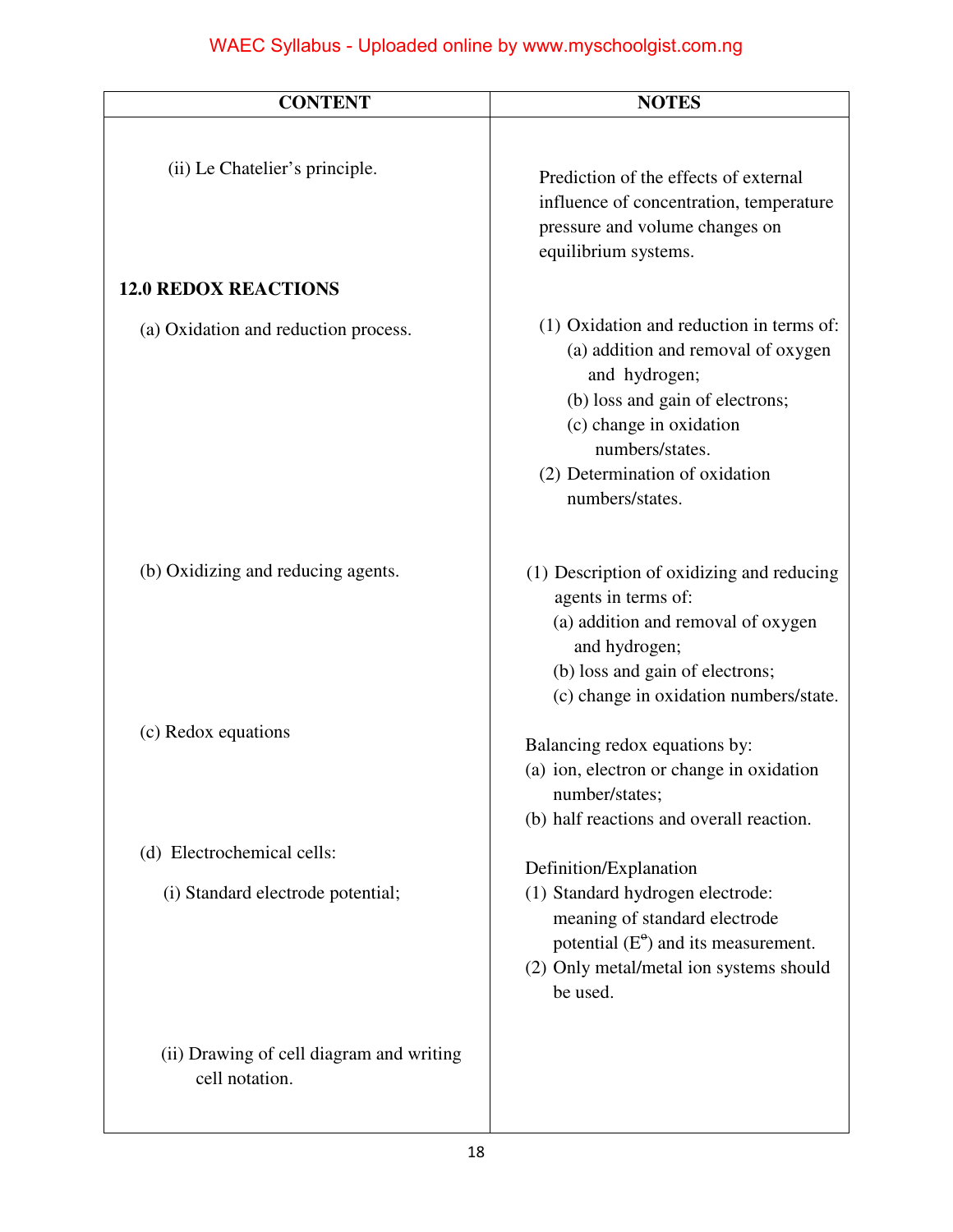| CONTENT | NOTES |
|---|---|
| (ii) Le Chatelier's principle. | Prediction of the effects of external influence of concentration, temperature pressure and volume changes on equilibrium systems. |
| **12.0 REDOX REACTIONS** | |
| (a) Oxidation and reduction process. | (1) Oxidation and reduction in terms of:<br>(a) addition and removal of oxygen and hydrogen;<br>(b) loss and gain of electrons;<br>(c) change in oxidation numbers/states.<br>(2) Determination of oxidation numbers/states. |
| (b) Oxidizing and reducing agents. | (1) Description of oxidizing and reducing agents in terms of:<br>(a) addition and removal of oxygen and hydrogen;<br>(b) loss and gain of electrons;<br>(c) change in oxidation numbers/state. |
| (c) Redox equations | Balancing redox equations by:<br>(a) ion, electron or change in oxidation number/states;<br>(b) half reactions and overall reaction. |
| (d) Electrochemical cells:<br>(i) Standard electrode potential; | Definition/Explanation<br>(1) Standard hydrogen electrode: meaning of standard electrode potential ($E^{\ominus}$) and its measurement.<br>(2) Only metal/metal ion systems should be used. |
| (ii) Drawing of cell diagram and writing cell notation. | |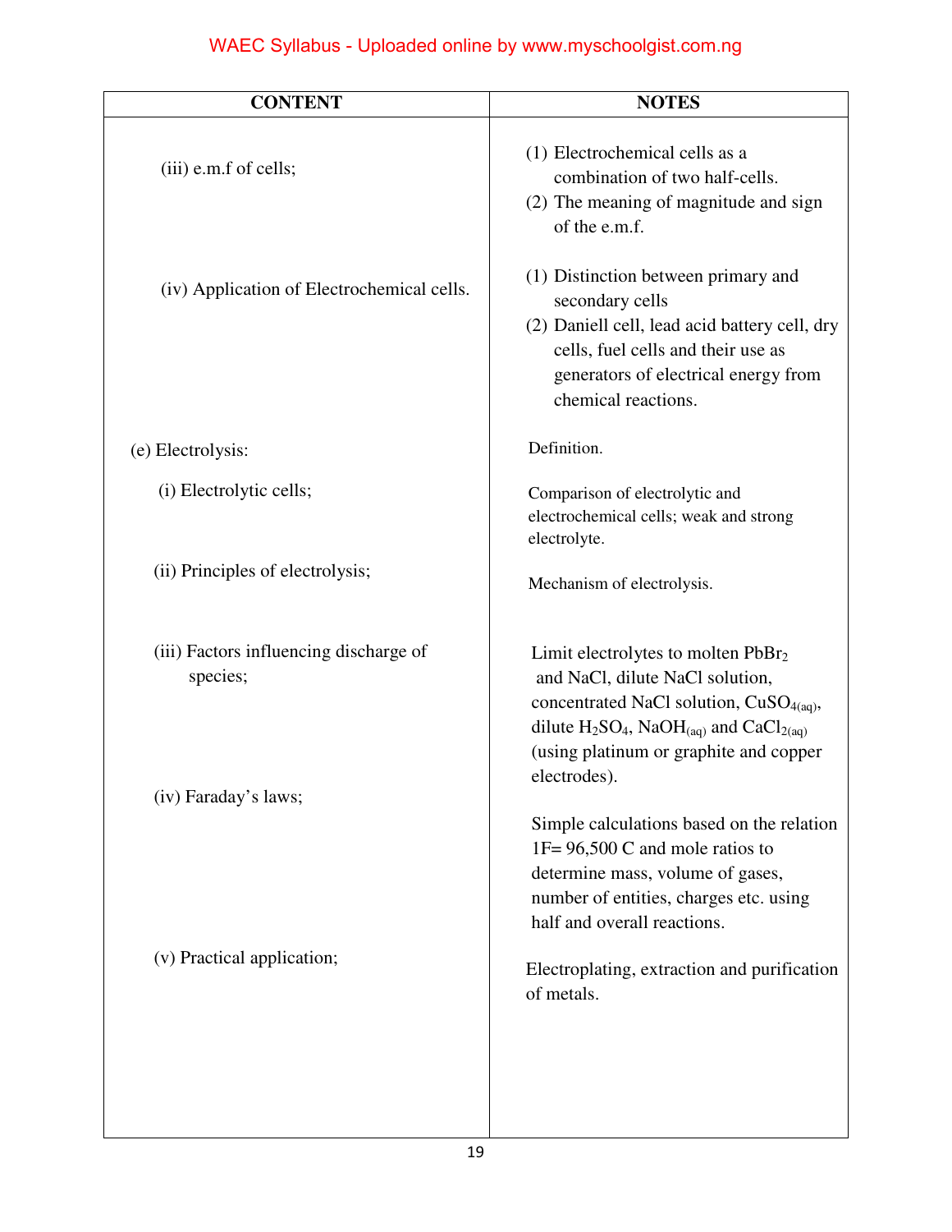| CONTENT | NOTES |
| --- | --- |
| (iii) e.m.f of cells; | (1) Electrochemical cells as a combination of two half-cells.<br>(2) The meaning of magnitude and sign of the e.m.f. |
| (iv) Application of Electrochemical cells. | (1) Distinction between primary and secondary cells<br>(2) Daniell cell, lead acid battery cell, dry cells, fuel cells and their use as generators of electrical energy from chemical reactions. |
| (e) Electrolysis: | Definition. |
| (i) Electrolytic cells; | Comparison of electrolytic and electrochemical cells; weak and strong electrolyte. |
| (ii) Principles of electrolysis; | Mechanism of electrolysis. |
| (iii) Factors influencing discharge of species; | Limit electrolytes to molten $PbBr_2$ and NaCl, dilute NaCl solution, concentrated NaCl solution, $CuSO_{4(aq)}$, dilute $H_2SO_4$, $NaOH_{(aq)}$ and $CaCl_{2(aq)}$ (using platinum or graphite and copper electrodes). |
| (iv) Faraday's laws; | Simple calculations based on the relation 1F= 96,500 C and mole ratios to determine mass, volume of gases, number of entities, charges etc. using half and overall reactions. |
| (v) Practical application; | Electroplating, extraction and purification of metals. |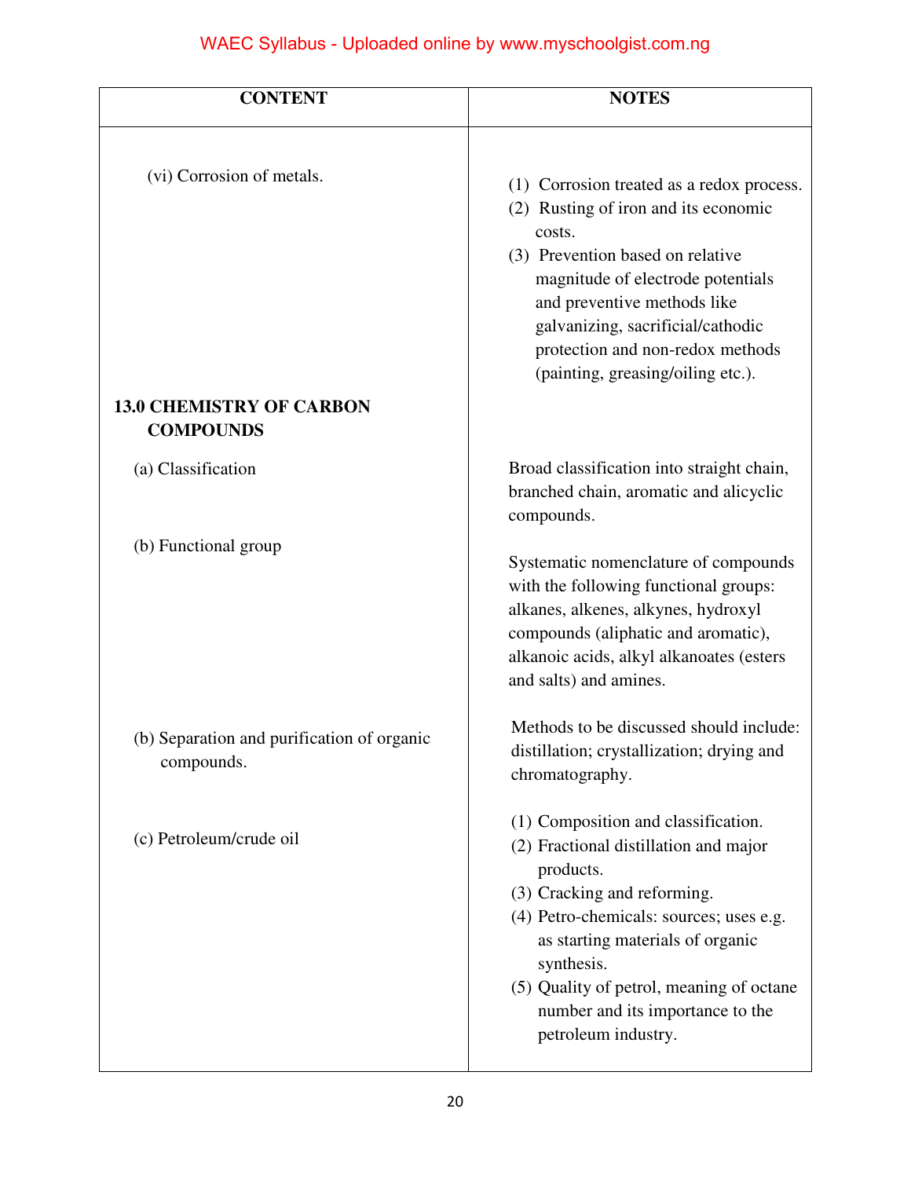| CONTENT | NOTES |
|---|---|
| (vi) Corrosion of metals. | (1) Corrosion treated as a redox process.<br>(2) Rusting of iron and its economic costs.<br>(3) Prevention based on relative magnitude of electrode potentials and preventive methods like galvanizing, sacrificial/cathodic protection and non-redox methods (painting, greasing/oiling etc.). |
| **13.0 CHEMISTRY OF CARBON COMPOUNDS** | |
| (a) Classification | Broad classification into straight chain, branched chain, aromatic and alicyclic compounds. |
| (b) Functional group | Systematic nomenclature of compounds with the following functional groups: alkanes, alkenes, alkynes, hydroxyl compounds (aliphatic and aromatic), alkanoic acids, alkyl alkanoates (esters and salts) and amines. |
| (b) Separation and purification of organic compounds. | Methods to be discussed should include: distillation; crystallization; drying and chromatography. |
| (c) Petroleum/crude oil | (1) Composition and classification.<br>(2) Fractional distillation and major products.<br>(3) Cracking and reforming.<br>(4) Petro-chemicals: sources; uses e.g. as starting materials of organic synthesis.<br>(5) Quality of petrol, meaning of octane number and its importance to the petroleum industry. |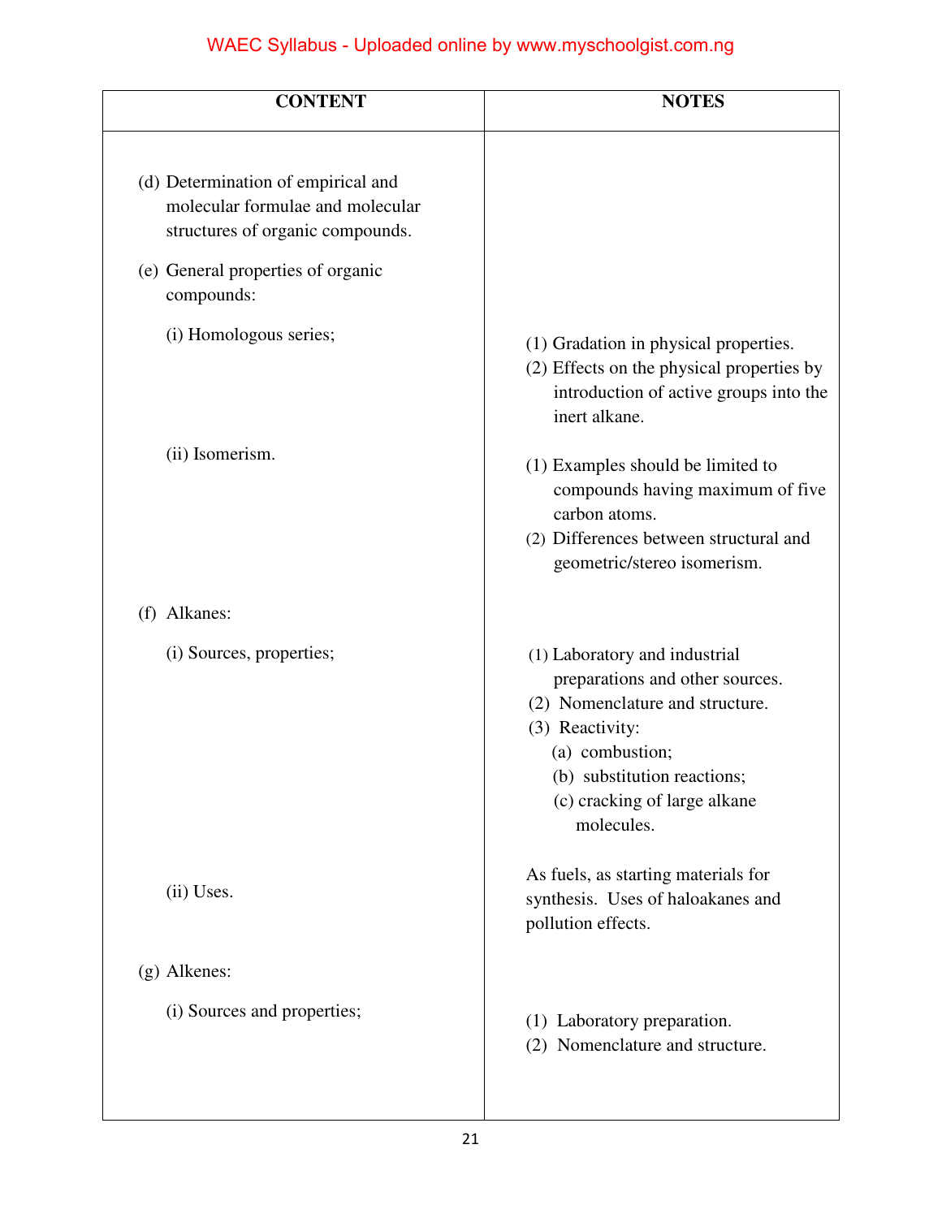| CONTENT | NOTES |
|---|---|
| (d) Determination of empirical and molecular formulae and molecular structures of organic compounds. | |
| (e) General properties of organic compounds: | |
| (i) Homologous series; | (1) Gradation in physical properties.<br>(2) Effects on the physical properties by introduction of active groups into the inert alkane. |
| (ii) Isomerism. | (1) Examples should be limited to compounds having maximum of five carbon atoms.<br>(2) Differences between structural and geometric/stereo isomerism. |
| (f) Alkanes: | |
| (i) Sources, properties; | (1) Laboratory and industrial preparations and other sources.<br>(2) Nomenclature and structure.<br>(3) Reactivity:<br>(a) combustion;<br>(b) substitution reactions;<br>(c) cracking of large alkane molecules. |
| (ii) Uses. | As fuels, as starting materials for synthesis. Uses of haloakanes and pollution effects. |
| (g) Alkenes: | |
| (i) Sources and properties; | (1) Laboratory preparation.<br>(2) Nomenclature and structure. |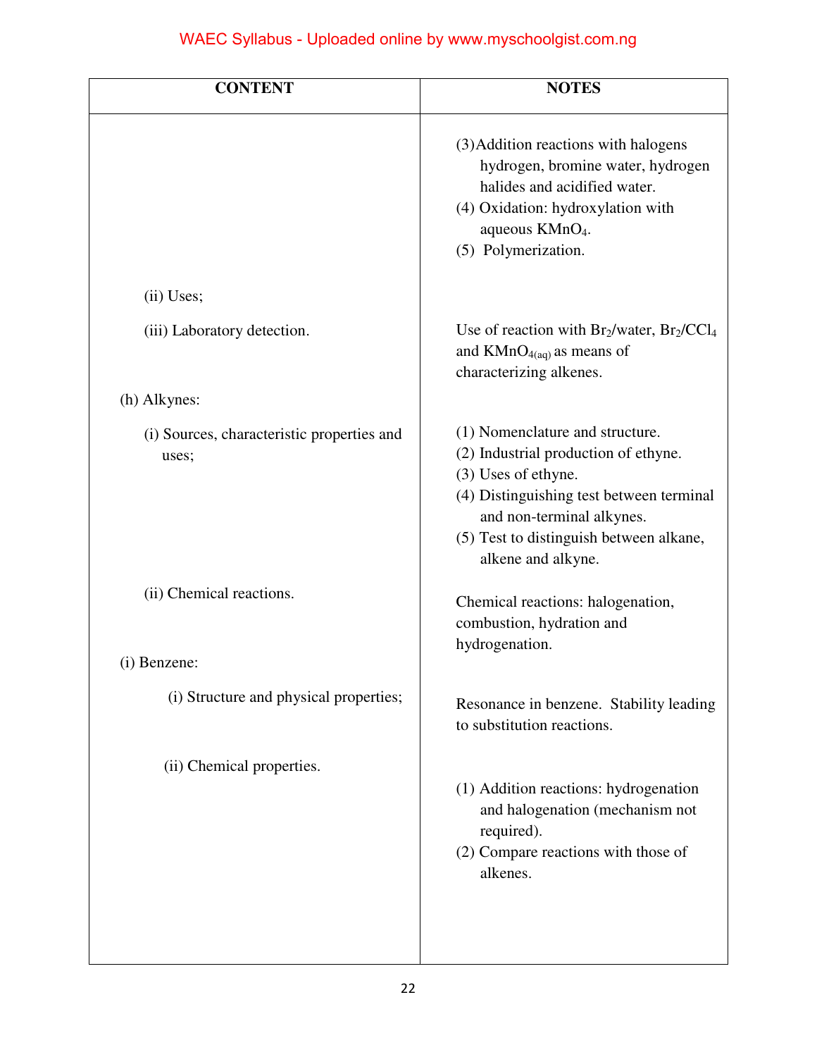| CONTENT | NOTES |
|---|---|
| | (3) Addition reactions with halogens hydrogen, bromine water, hydrogen halides and acidified water.<br>(4) Oxidation: hydroxylation with aqueous $KMnO_4$.<br>(5) Polymerization. |
| (ii) Uses; | |
| (iii) Laboratory detection. | Use of reaction with $Br_2$/water, $Br_2/CCl_4$ and $KMnO_{4(aq)}$ as means of characterizing alkenes. |
| (h) Alkynes: | |
| (i) Sources, characteristic properties and uses; | (1) Nomenclature and structure.<br>(2) Industrial production of ethyne.<br>(3) Uses of ethyne.<br>(4) Distinguishing test between terminal and non-terminal alkynes.<br>(5) Test to distinguish between alkane, alkene and alkyne. |
| (ii) Chemical reactions. | Chemical reactions: halogenation, combustion, hydration and hydrogenation. |
| (i) Benzene: | |
| (i) Structure and physical properties; | Resonance in benzene. Stability leading to substitution reactions. |
| (ii) Chemical properties. | (1) Addition reactions: hydrogenation and halogenation (mechanism not required).<br>(2) Compare reactions with those of alkenes. |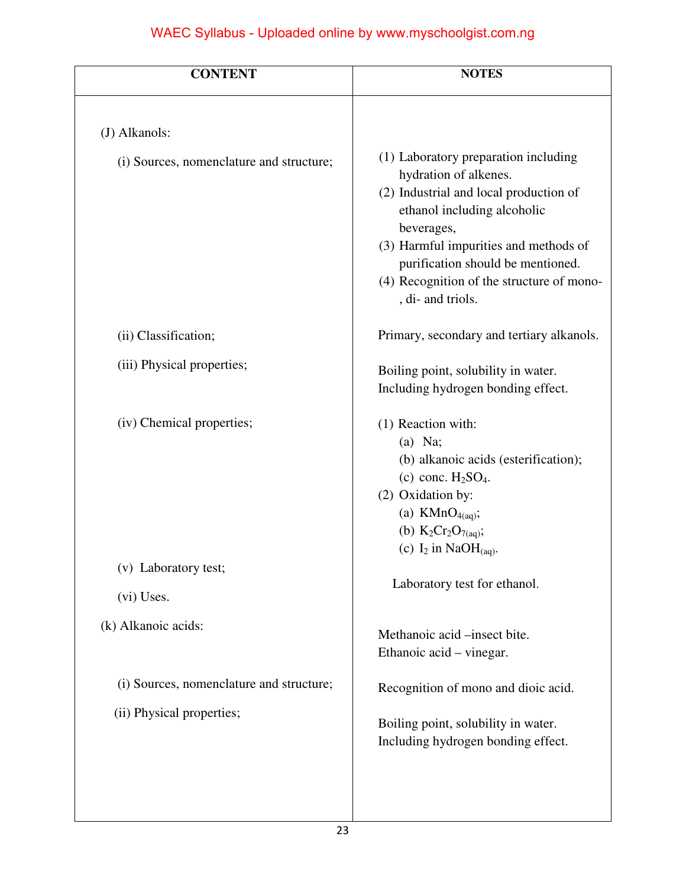| CONTENT | NOTES |
|---|---|
| (J) Alkanols: | |
| (i) Sources, nomenclature and structure; | (1) Laboratory preparation including hydration of alkenes.<br>(2) Industrial and local production of ethanol including alcoholic beverages,<br>(3) Harmful impurities and methods of purification should be mentioned.<br>(4) Recognition of the structure of mono-, di- and triols. |
| (ii) Classification; | Primary, secondary and tertiary alkanols. |
| (iii) Physical properties; | Boiling point, solubility in water. Including hydrogen bonding effect. |
| (iv) Chemical properties; | (1) Reaction with:<br>(a) Na;<br>(b) alkanoic acids (esterification);<br>(c) conc. $H_2SO_4$.<br>(2) Oxidation by:<br>(a) $KMnO_{4(aq)}$;<br>(b) $K_2Cr_2O_{7(aq)}$;<br>(c) $I_2$ in $NaOH_{(aq)}$. |
| (v) Laboratory test; | Laboratory test for ethanol. |
| (vi) Uses. | |
| (k) Alkanoic acids: | Methanoic acid –insect bite.<br>Ethanoic acid – vinegar. |
| (i) Sources, nomenclature and structure; | Recognition of mono and dioic acid. |
| (ii) Physical properties; | Boiling point, solubility in water. Including hydrogen bonding effect. |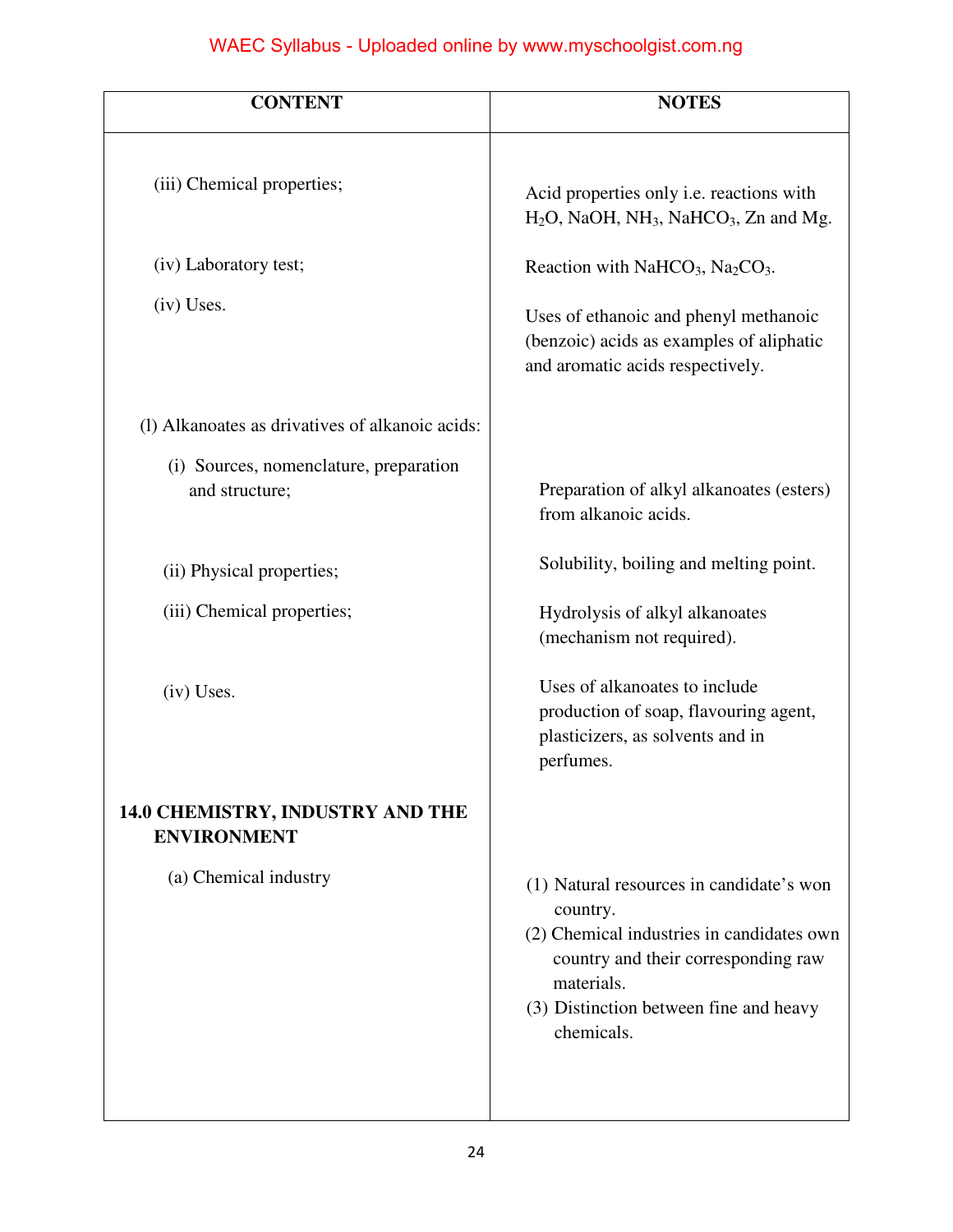| CONTENT | NOTES |
|---|---|
| (iii) Chemical properties; | Acid properties only i.e. reactions with $H_2O$, NaOH, $NH_3$, $NaHCO_3$, Zn and Mg. |
| (iv) Laboratory test; | Reaction with $NaHCO_3$, $Na_2CO_3$. |
| (iv) Uses. | Uses of ethanoic and phenyl methanoic (benzoic) acids as examples of aliphatic and aromatic acids respectively. |
| (l) Alkanoates as drivatives of alkanoic acids: | |
| (i) Sources, nomenclature, preparation and structure; | Preparation of alkyl alkanoates (esters) from alkanoic acids. |
| (ii) Physical properties; | Solubility, boiling and melting point. |
| (iii) Chemical properties; | Hydrolysis of alkyl alkanoates (mechanism not required). |
| (iv) Uses. | Uses of alkanoates to include production of soap, flavouring agent, plasticizers, as solvents and in perfumes. |
| **14.0 CHEMISTRY, INDUSTRY AND THE ENVIRONMENT** | |
| (a) Chemical industry | (1) Natural resources in candidate's won country.<br>(2) Chemical industries in candidates own country and their corresponding raw materials.<br>(3) Distinction between fine and heavy chemicals. |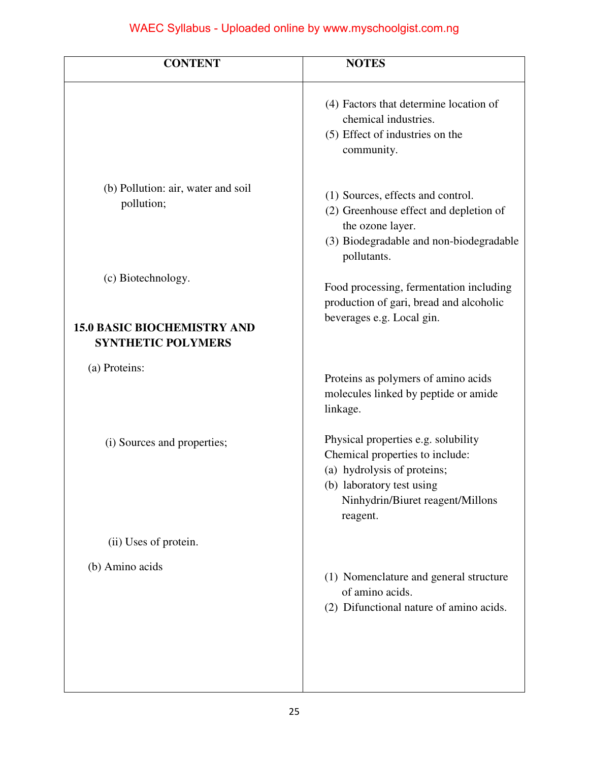| CONTENT | NOTES |
|---|---|
| | (4) Factors that determine location of chemical industries.<br>(5) Effect of industries on the community. |
| (b) Pollution: air, water and soil pollution; | (1) Sources, effects and control.<br>(2) Greenhouse effect and depletion of the ozone layer.<br>(3) Biodegradable and non-biodegradable pollutants. |
| (c) Biotechnology. | Food processing, fermentation including production of gari, bread and alcoholic beverages e.g. Local gin. |
| **15.0 BASIC BIOCHEMISTRY AND SYNTHETIC POLYMERS** | |
| (a) Proteins: | Proteins as polymers of amino acids molecules linked by peptide or amide linkage. |
| (i) Sources and properties; | Physical properties e.g. solubility<br>Chemical properties to include:<br>(a) hydrolysis of proteins;<br>(b) laboratory test using Ninhydrin/Biuret reagent/Millons reagent. |
| (ii) Uses of protein. | |
| (b) Amino acids | (1) Nomenclature and general structure of amino acids.<br>(2) Difunctional nature of amino acids. |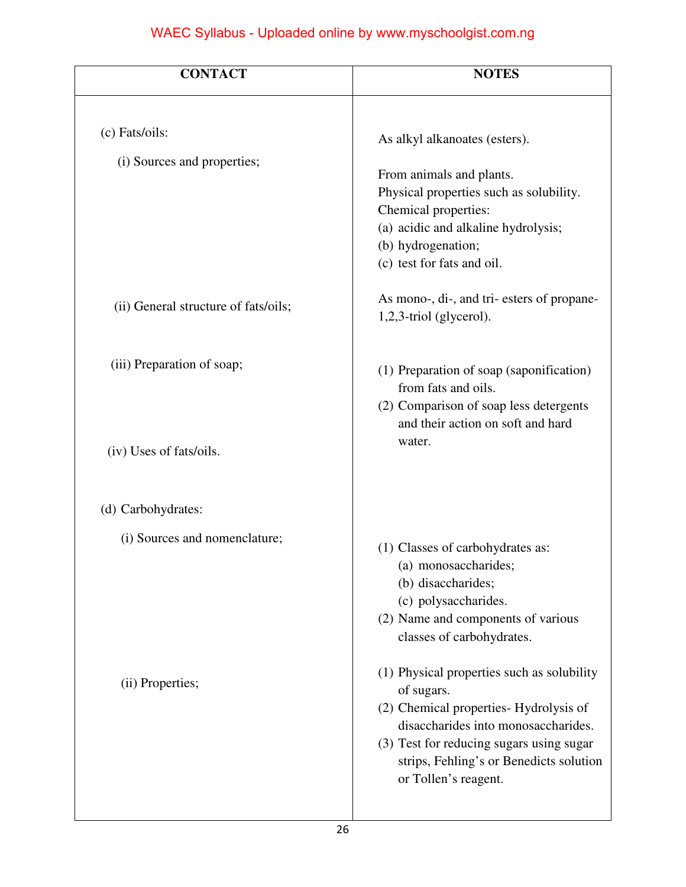| CONTACT | NOTES |
| --- | --- |
| (c) Fats/oils: | As alkyl alkanoates (esters). |
| (i) Sources and properties; | From animals and plants.<br>Physical properties such as solubility.<br>Chemical properties:<br>(a) acidic and alkaline hydrolysis;<br>(b) hydrogenation;<br>(c) test for fats and oil. |
| (ii) General structure of fats/oils; | As mono-, di-, and tri- esters of propane-1,2,3-triol (glycerol). |
| (iii) Preparation of soap; | (1) Preparation of soap (saponification) from fats and oils.<br>(2) Comparison of soap less detergents and their action on soft and hard water. |
| (iv) Uses of fats/oils. | |
| (d) Carbohydrates: | |
| (i) Sources and nomenclature; | (1) Classes of carbohydrates as:<br>(a) monosaccharides;<br>(b) disaccharides;<br>(c) polysaccharides.<br>(2) Name and components of various classes of carbohydrates. |
| (ii) Properties; | (1) Physical properties such as solubility of sugars.<br>(2) Chemical properties- Hydrolysis of disaccharides into monosaccharides.<br>(3) Test for reducing sugars using sugar strips, Fehling's or Benedicts solution or Tollen's reagent. |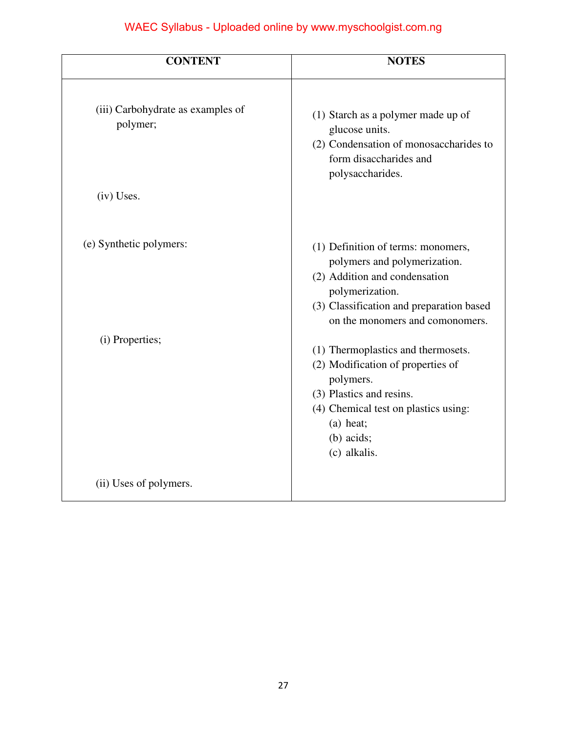| CONTENT | NOTES |
| --- | --- |
| (iii) Carbohydrate as examples of polymer; | (1) Starch as a polymer made up of glucose units.<br>(2) Condensation of monosaccharides to form disaccharides and polysaccharides. |
| (iv) Uses. | |
| (e) Synthetic polymers: | (1) Definition of terms: monomers, polymers and polymerization.<br>(2) Addition and condensation polymerization.<br>(3) Classification and preparation based on the monomers and comonomers. |
| (i) Properties; | (1) Thermoplastics and thermosets.<br>(2) Modification of properties of polymers.<br>(3) Plastics and resins.<br>(4) Chemical test on plastics using:<br>(a) heat;<br>(b) acids;<br>(c) alkalis. |
| (ii) Uses of polymers. | |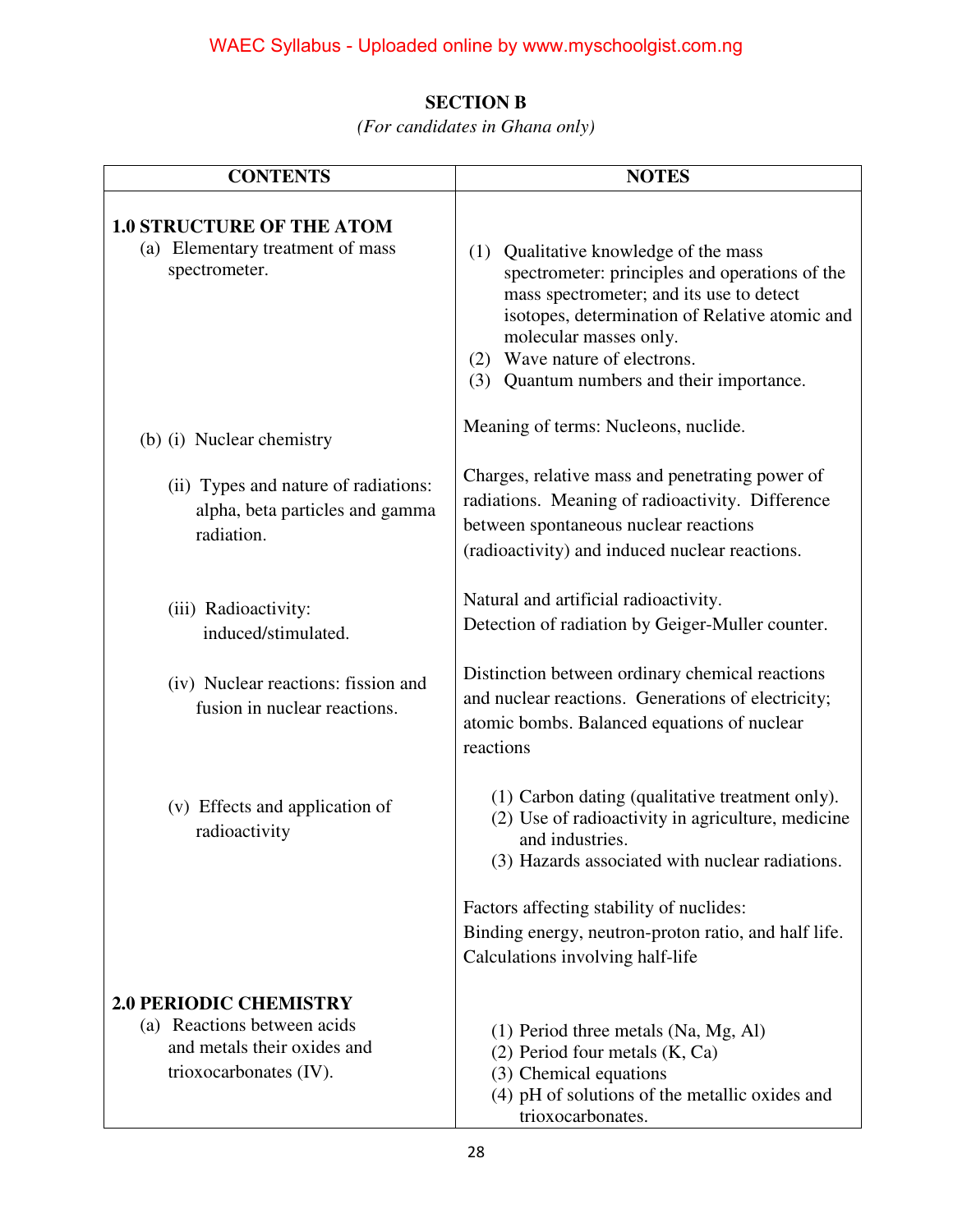## SECTION B

*(For candidates in Ghana only)*

| CONTENTS | NOTES |
|---|---|
| **1.0 STRUCTURE OF THE ATOM**<br>(a) Elementary treatment of mass spectrometer. | (1) Qualitative knowledge of the mass spectrometer: principles and operations of the mass spectrometer; and its use to detect isotopes, determination of Relative atomic and molecular masses only.<br>(2) Wave nature of electrons.<br>(3) Quantum numbers and their importance. |
| (b) (i) Nuclear chemistry | Meaning of terms: Nucleons, nuclide. |
| (ii) Types and nature of radiations: alpha, beta particles and gamma radiation. | Charges, relative mass and penetrating power of radiations. Meaning of radioactivity. Difference between spontaneous nuclear reactions (radioactivity) and induced nuclear reactions. |
| (iii) Radioactivity: induced/stimulated. | Natural and artificial radioactivity.<br>Detection of radiation by Geiger-Muller counter. |
| (iv) Nuclear reactions: fission and fusion in nuclear reactions. | Distinction between ordinary chemical reactions and nuclear reactions. Generations of electricity; atomic bombs. Balanced equations of nuclear reactions |
| (v) Effects and application of radioactivity | (1) Carbon dating (qualitative treatment only).<br>(2) Use of radioactivity in agriculture, medicine and industries.<br>(3) Hazards associated with nuclear radiations.<br><br>Factors affecting stability of nuclides:<br>Binding energy, neutron-proton ratio, and half life.<br>Calculations involving half-life |
| **2.0 PERIODIC CHEMISTRY**<br>(a) Reactions between acids and metals their oxides and trioxocarbonates (IV). | (1) Period three metals (Na, Mg, Al)<br>(2) Period four metals (K, Ca)<br>(3) Chemical equations<br>(4) pH of solutions of the metallic oxides and trioxocarbonates. |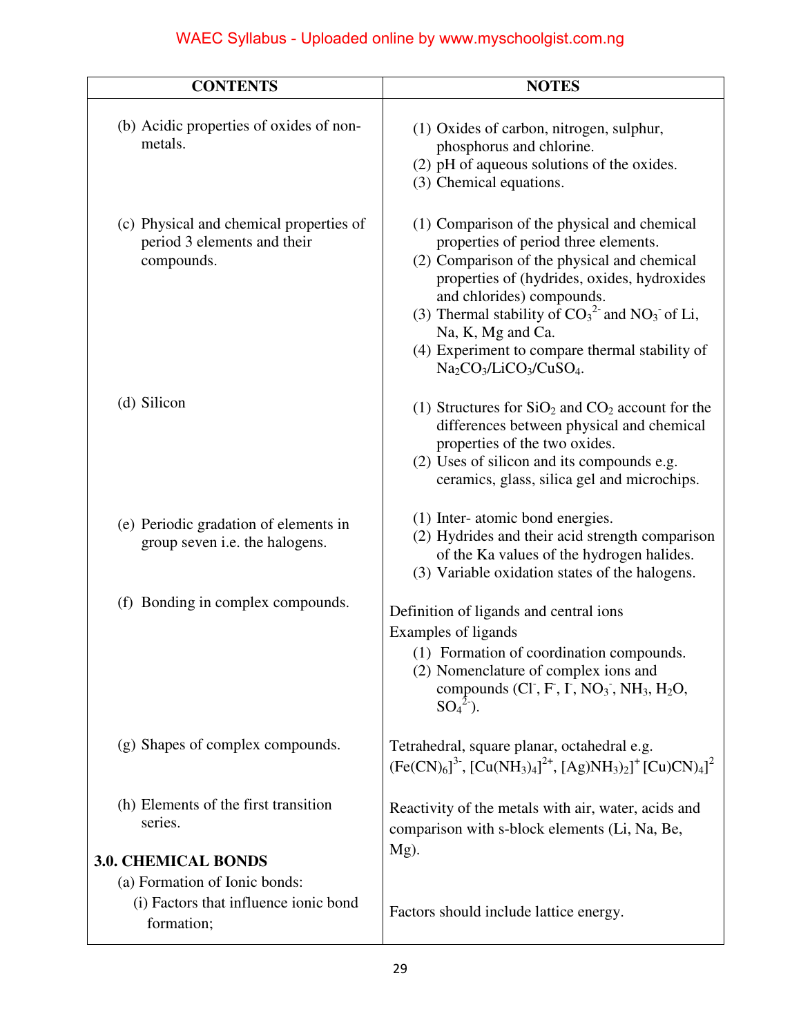| CONTENTS | NOTES |
|---|---|
| (b) Acidic properties of oxides of non-metals. | (1) Oxides of carbon, nitrogen, sulphur, phosphorus and chlorine.<br>(2) pH of aqueous solutions of the oxides.<br>(3) Chemical equations. |
| (c) Physical and chemical properties of period 3 elements and their compounds. | (1) Comparison of the physical and chemical properties of period three elements.<br>(2) Comparison of the physical and chemical properties of (hydrides, oxides, hydroxides and chlorides) compounds.<br>(3) Thermal stability of $CO_3^{2-}$ and $NO_3^-$ of Li, Na, K, Mg and Ca.<br>(4) Experiment to compare thermal stability of $Na_2CO_3$/$LiCO_3$/$CuSO_4$. |
| (d) Silicon | (1) Structures for $SiO_2$ and $CO_2$ account for the differences between physical and chemical properties of the two oxides.<br>(2) Uses of silicon and its compounds e.g. ceramics, glass, silica gel and microchips. |
| (e) Periodic gradation of elements in group seven i.e. the halogens. | (1) Inter- atomic bond energies.<br>(2) Hydrides and their acid strength comparison of the Ka values of the hydrogen halides.<br>(3) Variable oxidation states of the halogens. |
| (f) Bonding in complex compounds. | Definition of ligands and central ions<br>Examples of ligands<br>(1) Formation of coordination compounds.<br>(2) Nomenclature of complex ions and compounds ($Cl^-$, $F^-$, $I^-$, $NO_3^-$, $NH_3$, $H_2O$, $SO_4^{2-}$). |
| (g) Shapes of complex compounds. | Tetrahedral, square planar, octahedral e.g. $(Fe(CN)_6]^{3-}$, $[Cu(NH_3)_4]^{2+}$, $[Ag)NH_3)_2]^+$ $[Cu)CN)_4]^2$ |
| (h) Elements of the first transition series. | Reactivity of the metals with air, water, acids and comparison with s-block elements (Li, Na, Be, Mg). |
| **3.0. CHEMICAL BONDS**<br>(a) Formation of Ionic bonds:<br>(i) Factors that influence ionic bond formation; | Factors should include lattice energy. |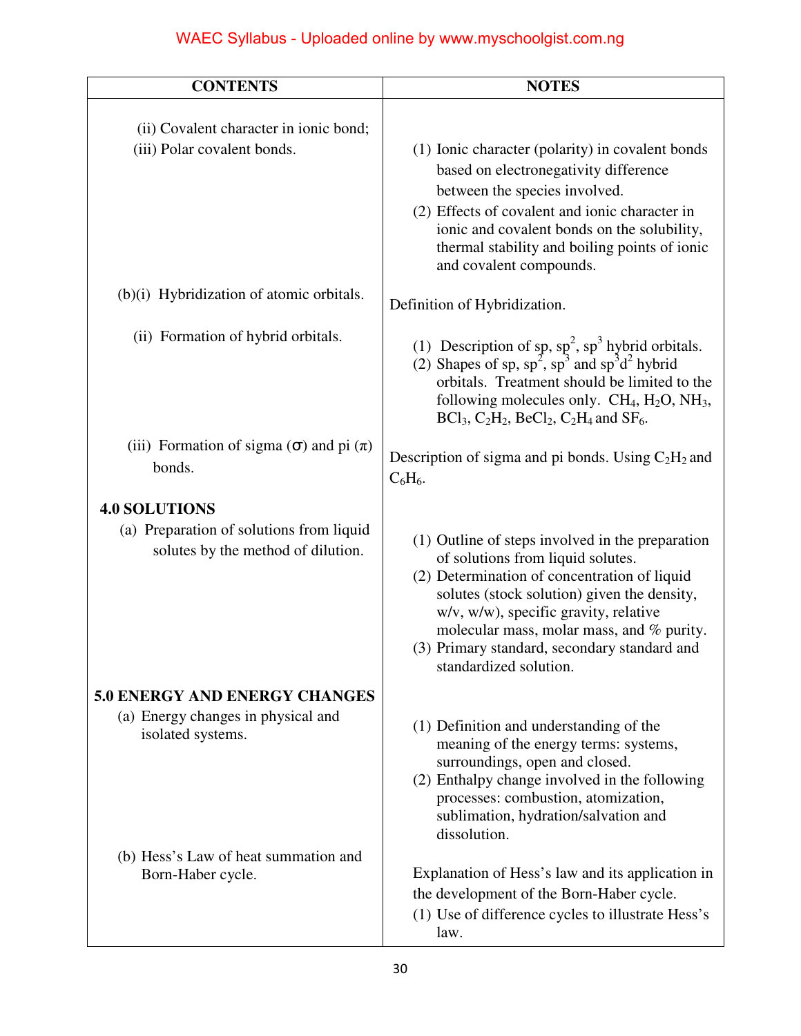| CONTENTS | NOTES |
| --- | --- |
| (ii) Covalent character in ionic bond;<br>(iii) Polar covalent bonds. | (1) Ionic character (polarity) in covalent bonds based on electronegativity difference between the species involved.<br>(2) Effects of covalent and ionic character in ionic and covalent bonds on the solubility, thermal stability and boiling points of ionic and covalent compounds. |
| (b)(i) Hybridization of atomic orbitals. | Definition of Hybridization. |
| (ii) Formation of hybrid orbitals. | (1) Description of sp, $sp^2$, $sp^3$ hybrid orbitals.<br>(2) Shapes of sp, $sp^2$, $sp^3$ and $sp^3d^2$ hybrid orbitals. Treatment should be limited to the following molecules only. $CH_4$, $H_2O$, $NH_3$, $BCl_3$, $C_2H_2$, $BeCl_2$, $C_2H_4$ and $SF_6$. |
| (iii) Formation of sigma (σ) and pi (π) bonds. | Description of sigma and pi bonds. Using $C_2H_2$ and $C_6H_6$. |
| **4.0 SOLUTIONS**<br>(a) Preparation of solutions from liquid solutes by the method of dilution. | (1) Outline of steps involved in the preparation of solutions from liquid solutes.<br>(2) Determination of concentration of liquid solutes (stock solution) given the density, w/v, w/w), specific gravity, relative molecular mass, molar mass, and % purity.<br>(3) Primary standard, secondary standard and standardized solution. |
| **5.0 ENERGY AND ENERGY CHANGES**<br>(a) Energy changes in physical and isolated systems. | (1) Definition and understanding of the meaning of the energy terms: systems, surroundings, open and closed.<br>(2) Enthalpy change involved in the following processes: combustion, atomization, sublimation, hydration/salvation and dissolution. |
| (b) Hess's Law of heat summation and Born-Haber cycle. | Explanation of Hess's law and its application in the development of the Born-Haber cycle.<br>(1) Use of difference cycles to illustrate Hess's law. |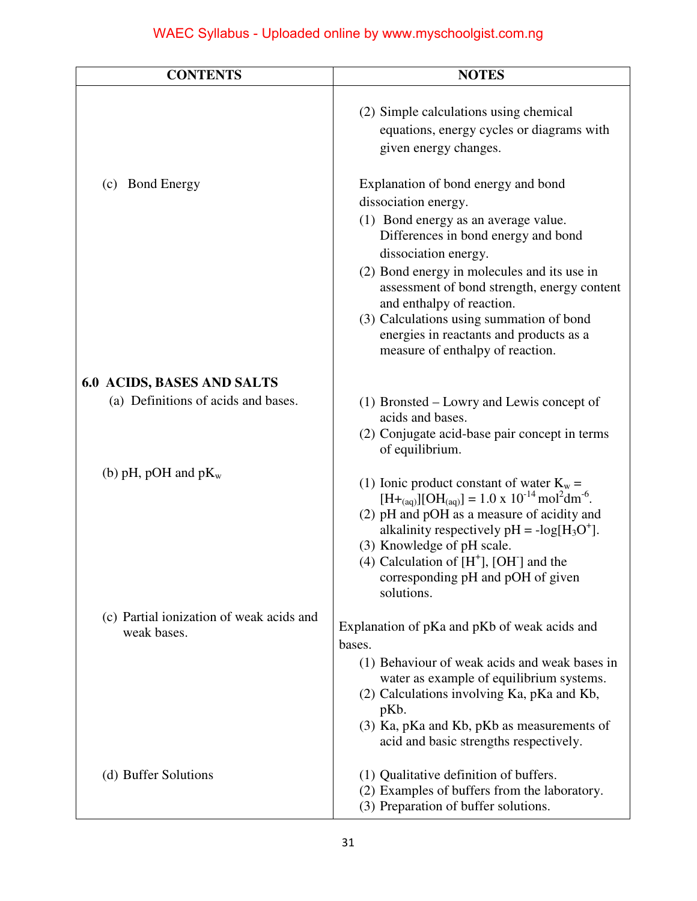| CONTENTS | NOTES |
|---|---|
| | (2) Simple calculations using chemical equations, energy cycles or diagrams with given energy changes. |
| (c) Bond Energy | Explanation of bond energy and bond dissociation energy.<br>(1) Bond energy as an average value. Differences in bond energy and bond dissociation energy.<br>(2) Bond energy in molecules and its use in assessment of bond strength, energy content and enthalpy of reaction.<br>(3) Calculations using summation of bond energies in reactants and products as a measure of enthalpy of reaction. |
| **6.0 ACIDS, BASES AND SALTS**<br>(a) Definitions of acids and bases. | (1) Bronsted – Lowry and Lewis concept of acids and bases.<br>(2) Conjugate acid-base pair concept in terms of equilibrium. |
| (b) pH, pOH and $pK_w$ | (1) Ionic product constant of water $K_w = [H+_{(aq)}][OH_{(aq)}] = 1.0 \times 10^{-14}$ $mol^2dm^{-6}$.<br>(2) pH and pOH as a measure of acidity and alkalinity respectively $pH = -\log[H_3O^+]$.<br>(3) Knowledge of pH scale.<br>(4) Calculation of $[H^+]$, $[OH^-]$ and the corresponding pH and pOH of given solutions. |
| (c) Partial ionization of weak acids and weak bases. | Explanation of pKa and pKb of weak acids and bases.<br>(1) Behaviour of weak acids and weak bases in water as example of equilibrium systems.<br>(2) Calculations involving Ka, pKa and Kb, pKb.<br>(3) Ka, pKa and Kb, pKb as measurements of acid and basic strengths respectively. |
| (d) Buffer Solutions | (1) Qualitative definition of buffers.<br>(2) Examples of buffers from the laboratory.<br>(3) Preparation of buffer solutions. |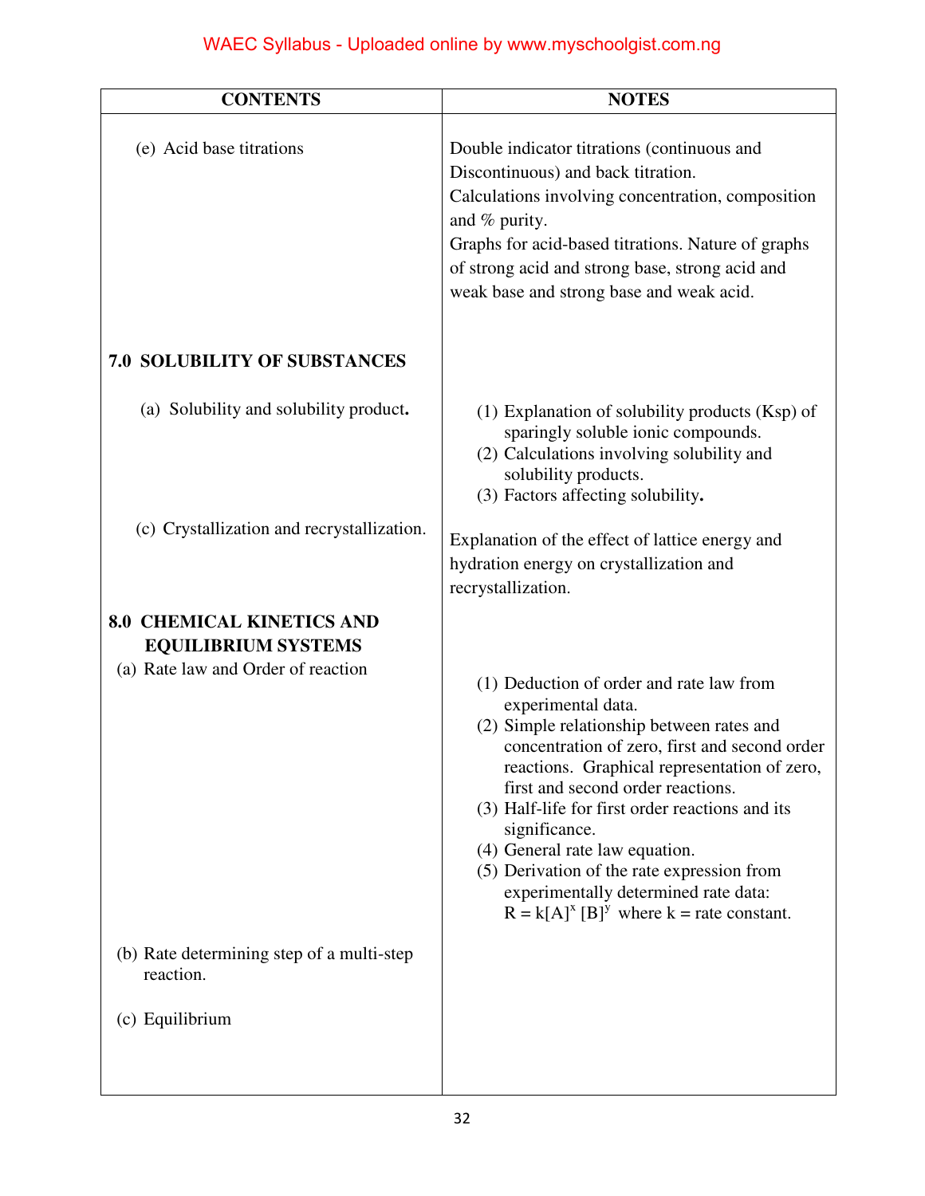| CONTENTS | NOTES |
|---|---|
| (e) Acid base titrations | Double indicator titrations (continuous and Discontinuous) and back titration.<br>Calculations involving concentration, composition and % purity.<br>Graphs for acid-based titrations. Nature of graphs of strong acid and strong base, strong acid and weak base and strong base and weak acid. |
| **7.0 SOLUBILITY OF SUBSTANCES** | |
| (a) Solubility and solubility product**.** | (1) Explanation of solubility products (Ksp) of sparingly soluble ionic compounds.<br>(2) Calculations involving solubility and solubility products.<br>(3) Factors affecting solubility**.** |
| (c) Crystallization and recrystallization. | Explanation of the effect of lattice energy and hydration energy on crystallization and recrystallization. |
| **8.0 CHEMICAL KINETICS AND EQUILIBRIUM SYSTEMS** | |
| (a) Rate law and Order of reaction | (1) Deduction of order and rate law from experimental data.<br>(2) Simple relationship between rates and concentration of zero, first and second order reactions. Graphical representation of zero, first and second order reactions.<br>(3) Half-life for first order reactions and its significance.<br>(4) General rate law equation.<br>(5) Derivation of the rate expression from experimentally determined rate data: $R = k[A]^x [B]^y$ where k = rate constant. |
| (b) Rate determining step of a multi-step reaction. | |
| (c) Equilibrium | |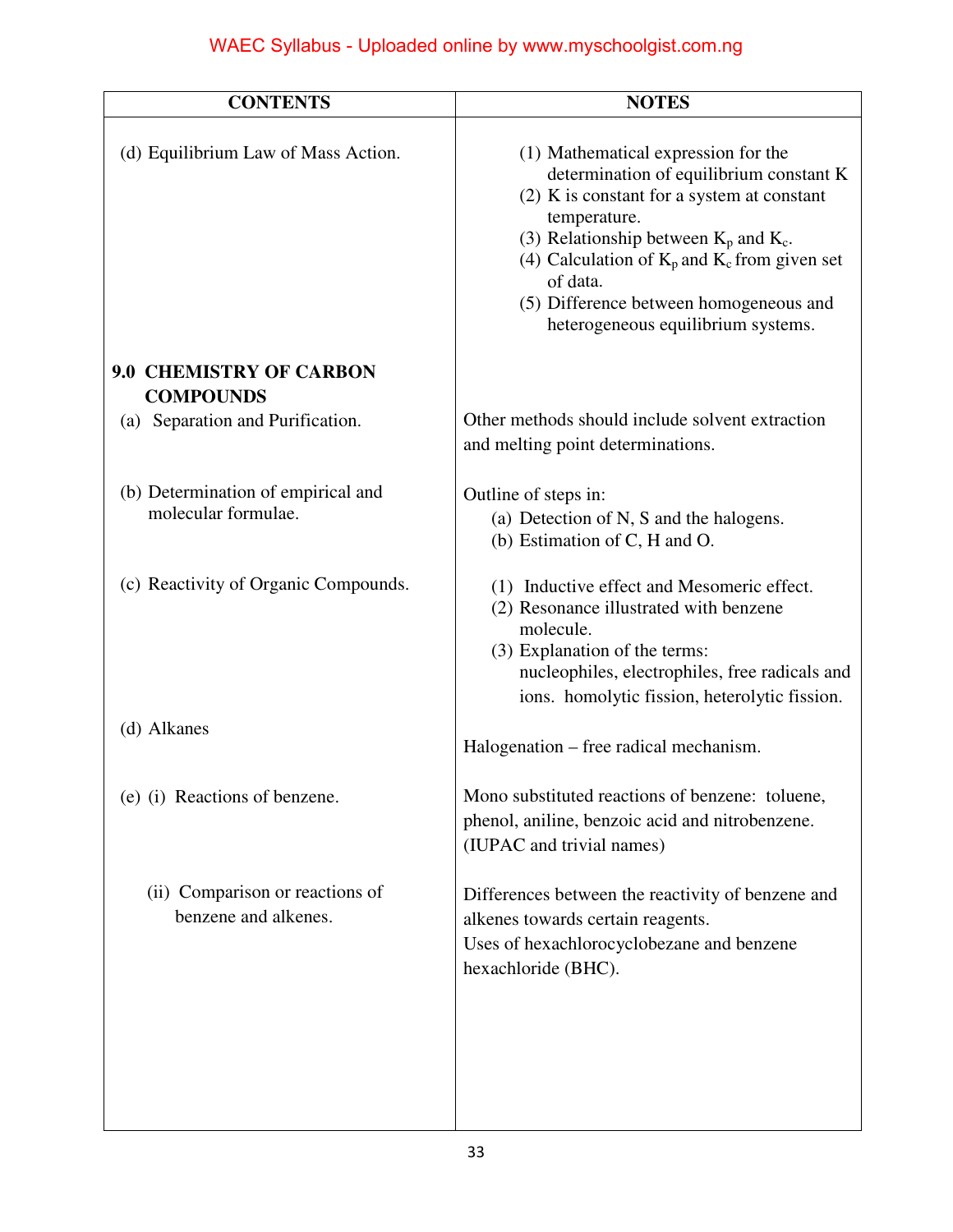| CONTENTS | NOTES |
| --- | --- |
| (d) Equilibrium Law of Mass Action. | (1) Mathematical expression for the determination of equilibrium constant K<br>(2) K is constant for a system at constant temperature.<br>(3) Relationship between $K_p$ and $K_c$.<br>(4) Calculation of $K_p$ and $K_c$ from given set of data.<br>(5) Difference between homogeneous and heterogeneous equilibrium systems. |
| **9.0 CHEMISTRY OF CARBON COMPOUNDS** | |
| (a) Separation and Purification. | Other methods should include solvent extraction and melting point determinations. |
| (b) Determination of empirical and molecular formulae. | Outline of steps in:<br>(a) Detection of N, S and the halogens.<br>(b) Estimation of C, H and O. |
| (c) Reactivity of Organic Compounds. | (1) Inductive effect and Mesomeric effect.<br>(2) Resonance illustrated with benzene molecule.<br>(3) Explanation of the terms: nucleophiles, electrophiles, free radicals and ions. homolytic fission, heterolytic fission. |
| (d) Alkanes | Halogenation – free radical mechanism. |
| (e) (i) Reactions of benzene. | Mono substituted reactions of benzene: toluene, phenol, aniline, benzoic acid and nitrobenzene. (IUPAC and trivial names) |
| (ii) Comparison or reactions of benzene and alkenes. | Differences between the reactivity of benzene and alkenes towards certain reagents.<br>Uses of hexachlorocyclobezane and benzene hexachloride (BHC). |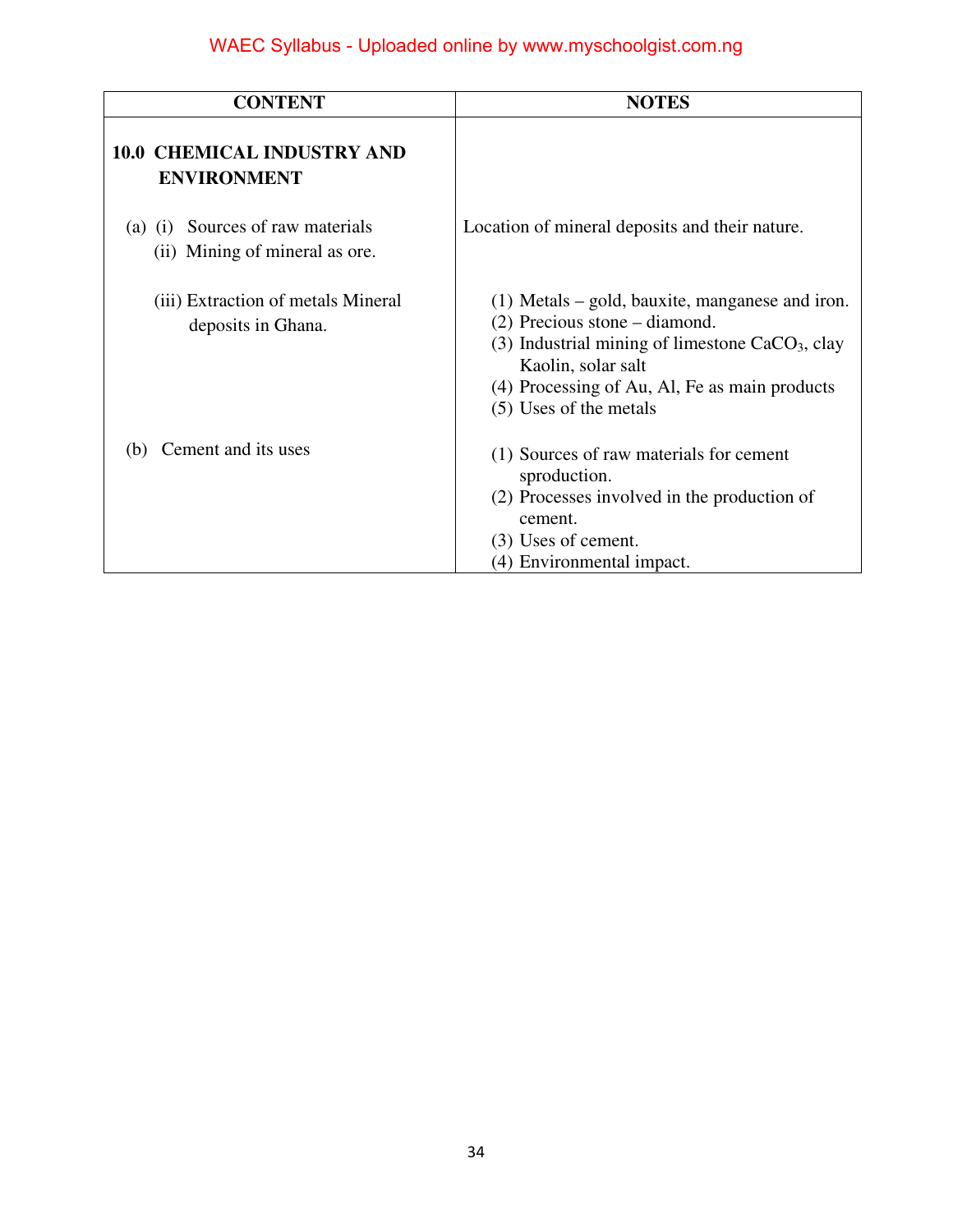| CONTENT | NOTES |
|---|---|
| **10.0 CHEMICAL INDUSTRY AND ENVIRONMENT** | |
| (a) (i) Sources of raw materials<br>(ii) Mining of mineral as ore. | Location of mineral deposits and their nature. |
| (iii) Extraction of metals Mineral deposits in Ghana. | (1) Metals – gold, bauxite, manganese and iron.<br>(2) Precious stone – diamond.<br>(3) Industrial mining of limestone $CaCO_3$, clay Kaolin, solar salt<br>(4) Processing of Au, Al, Fe as main products<br>(5) Uses of the metals |
| (b) Cement and its uses | (1) Sources of raw materials for cement sproduction.<br>(2) Processes involved in the production of cement.<br>(3) Uses of cement.<br>(4) Environmental impact. |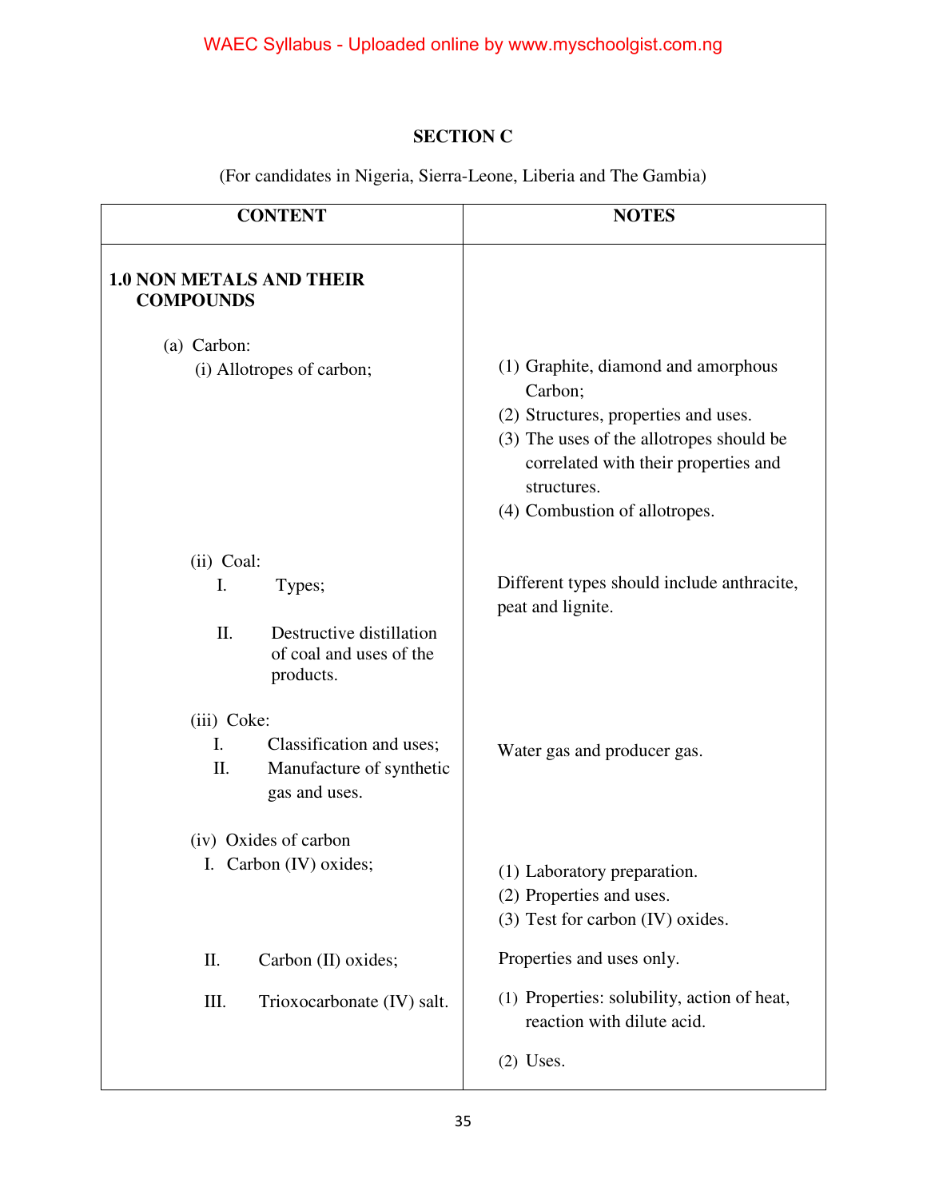## SECTION C

(For candidates in Nigeria, Sierra-Leone, Liberia and The Gambia)

| CONTENT | NOTES |
|---|---|
| **1.0 NON METALS AND THEIR COMPOUNDS** | |
| (a) Carbon: | |
| (i) Allotropes of carbon; | (1) Graphite, diamond and amorphous Carbon;<br>(2) Structures, properties and uses.<br>(3) The uses of the allotropes should be correlated with their properties and structures.<br>(4) Combustion of allotropes. |
| (ii) Coal:<br>I. Types; | Different types should include anthracite, peat and lignite. |
| II. Destructive distillation of coal and uses of the products. | |
| (iii) Coke:<br>I. Classification and uses;<br>II. Manufacture of synthetic gas and uses. | Water gas and producer gas. |
| (iv) Oxides of carbon<br>I. Carbon (IV) oxides; | (1) Laboratory preparation.<br>(2) Properties and uses.<br>(3) Test for carbon (IV) oxides. |
| II. Carbon (II) oxides; | Properties and uses only. |
| III. Trioxocarbonate (IV) salt. | (1) Properties: solubility, action of heat, reaction with dilute acid.<br>(2) Uses. |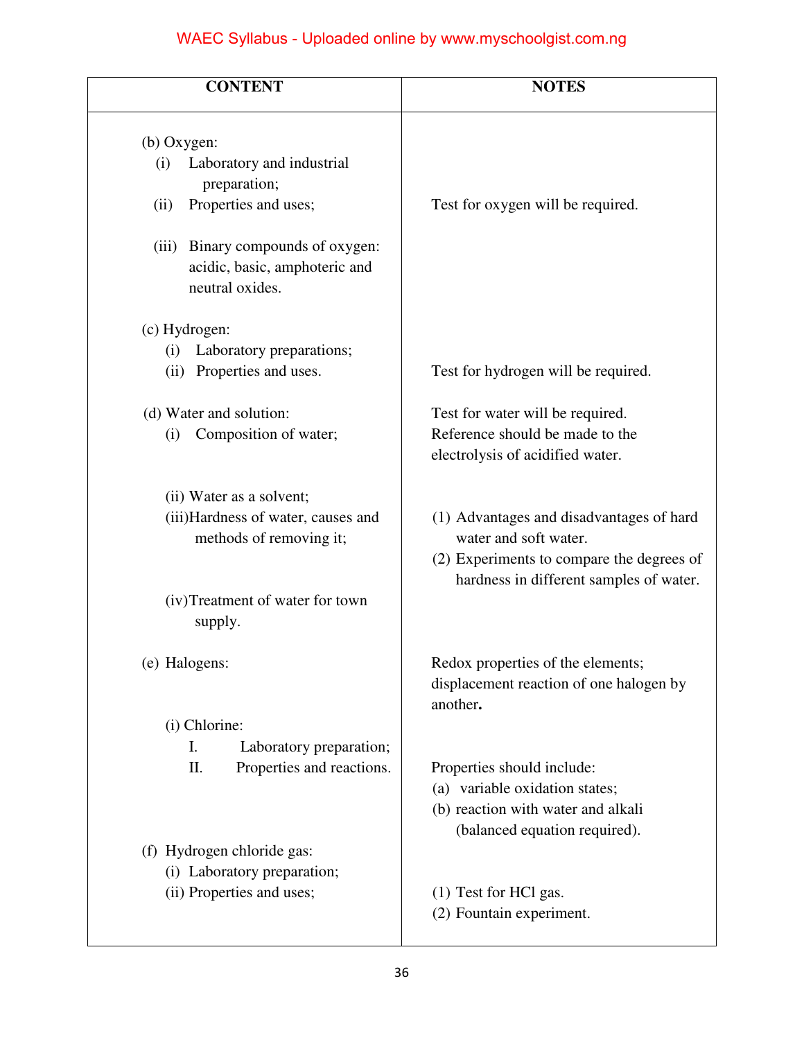| CONTENT | NOTES |
|---|---|
| (b) Oxygen:<br>(i) Laboratory and industrial preparation;<br>(ii) Properties and uses; | Test for oxygen will be required. |
| (iii) Binary compounds of oxygen: acidic, basic, amphoteric and neutral oxides. | |
| (c) Hydrogen:<br>(i) Laboratory preparations;<br>(ii) Properties and uses. | Test for hydrogen will be required. |
| (d) Water and solution:<br>(i) Composition of water; | Test for water will be required. Reference should be made to the electrolysis of acidified water. |
| (ii) Water as a solvent;<br>(iii) Hardness of water, causes and methods of removing it; | (1) Advantages and disadvantages of hard water and soft water.<br>(2) Experiments to compare the degrees of hardness in different samples of water. |
| (iv) Treatment of water for town supply. | |
| (e) Halogens: | Redox properties of the elements; displacement reaction of one halogen by another. |
| (i) Chlorine:<br>I. Laboratory preparation;<br>II. Properties and reactions. | Properties should include:<br>(a) variable oxidation states;<br>(b) reaction with water and alkali (balanced equation required). |
| (f) Hydrogen chloride gas:<br>(i) Laboratory preparation;<br>(ii) Properties and uses; | (1) Test for HCl gas.<br>(2) Fountain experiment. |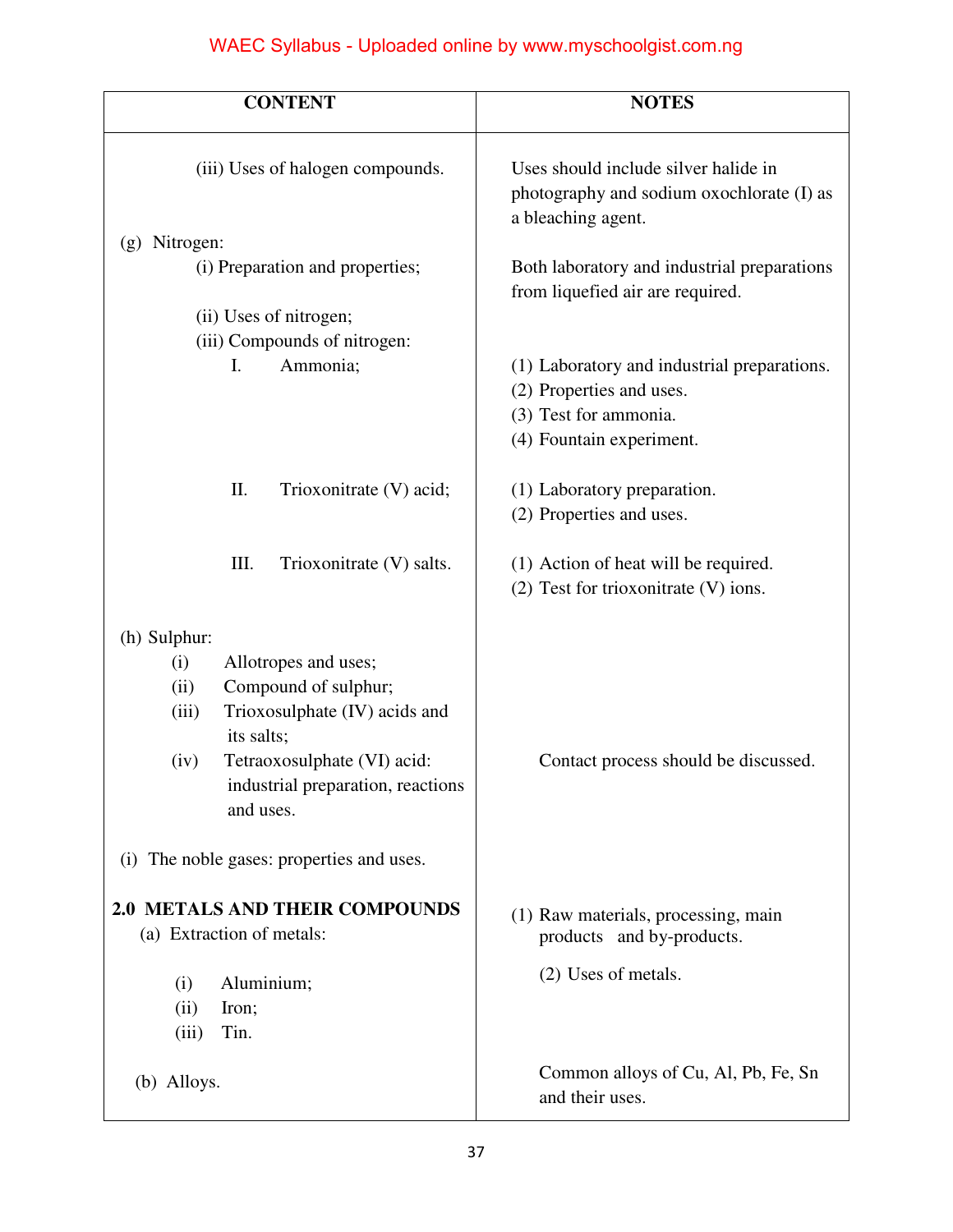| CONTENT | NOTES |
| --- | --- |
| (iii) Uses of halogen compounds. | Uses should include silver halide in photography and sodium oxochlorate (I) as a bleaching agent. |
| (g) Nitrogen: | |
| (i) Preparation and properties; | Both laboratory and industrial preparations from liquefied air are required. |
| (ii) Uses of nitrogen; | |
| (iii) Compounds of nitrogen: | |
| I. Ammonia; | (1) Laboratory and industrial preparations.<br>(2) Properties and uses.<br>(3) Test for ammonia.<br>(4) Fountain experiment. |
| II. Trioxonitrate (V) acid; | (1) Laboratory preparation.<br>(2) Properties and uses. |
| III. Trioxonitrate (V) salts. | (1) Action of heat will be required.<br>(2) Test for trioxonitrate (V) ions. |
| (h) Sulphur: | |
| (i) Allotropes and uses; | |
| (ii) Compound of sulphur; | |
| (iii) Trioxosulphate (IV) acids and its salts; | |
| (iv) Tetraoxosulphate (VI) acid: industrial preparation, reactions and uses. | Contact process should be discussed. |
| (i) The noble gases: properties and uses. | |
| **2.0 METALS AND THEIR COMPOUNDS** | |
| (a) Extraction of metals:<br>(i) Aluminium;<br>(ii) Iron;<br>(iii) Tin. | (1) Raw materials, processing, main products and by-products.<br>(2) Uses of metals. |
| (b) Alloys. | Common alloys of Cu, Al, Pb, Fe, Sn and their uses. |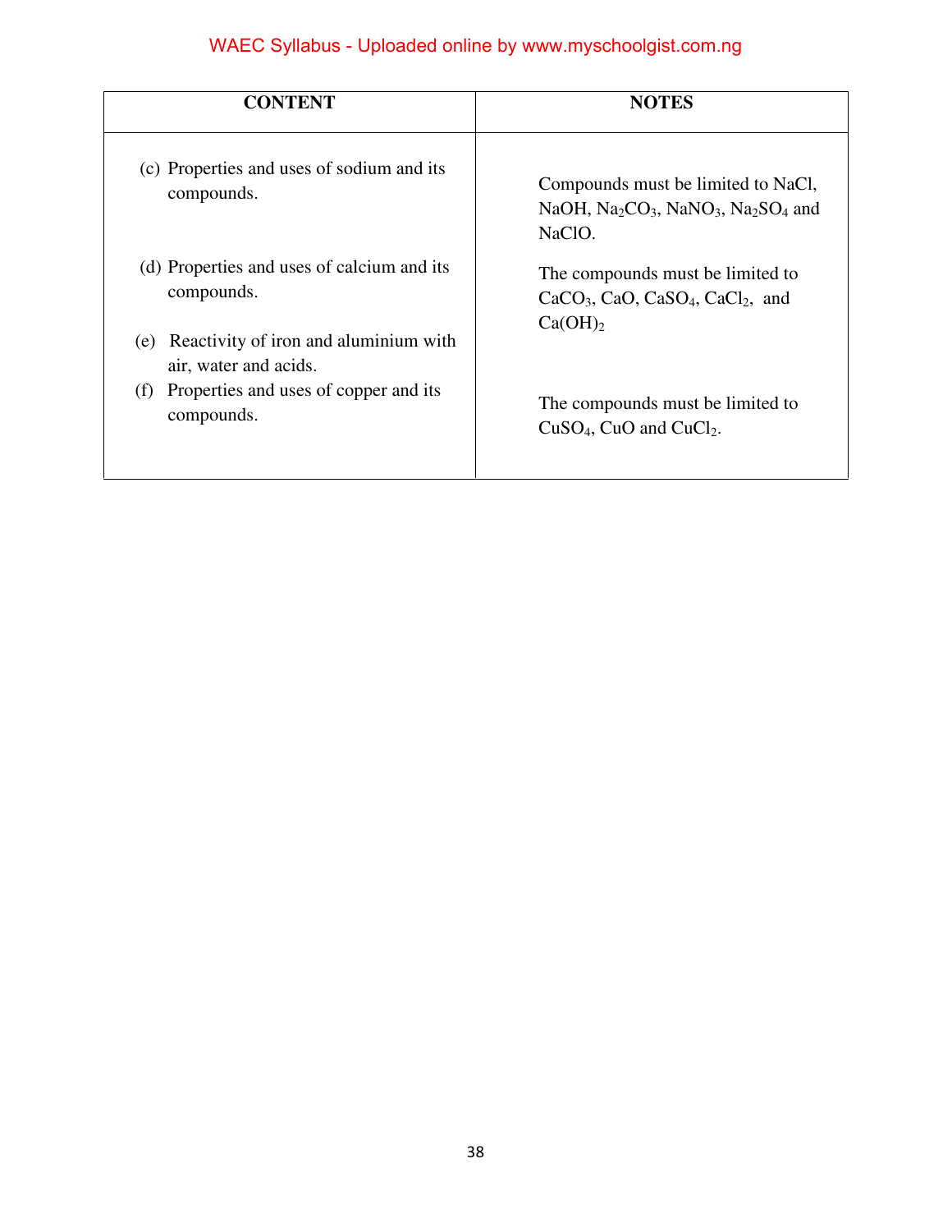| CONTENT | NOTES |
| --- | --- |
| (c) Properties and uses of sodium and its compounds. | Compounds must be limited to NaCl, NaOH, $Na_2CO_3$, $NaNO_3$, $Na_2SO_4$ and NaClO. |
| (d) Properties and uses of calcium and its compounds. | The compounds must be limited to $CaCO_3$, CaO, $CaSO_4$, $CaCl_2$, and $Ca(OH)_2$ |
| (e) Reactivity of iron and aluminium with air, water and acids. | |
| (f) Properties and uses of copper and its compounds. | The compounds must be limited to $CuSO_4$, CuO and $CuCl_2$. |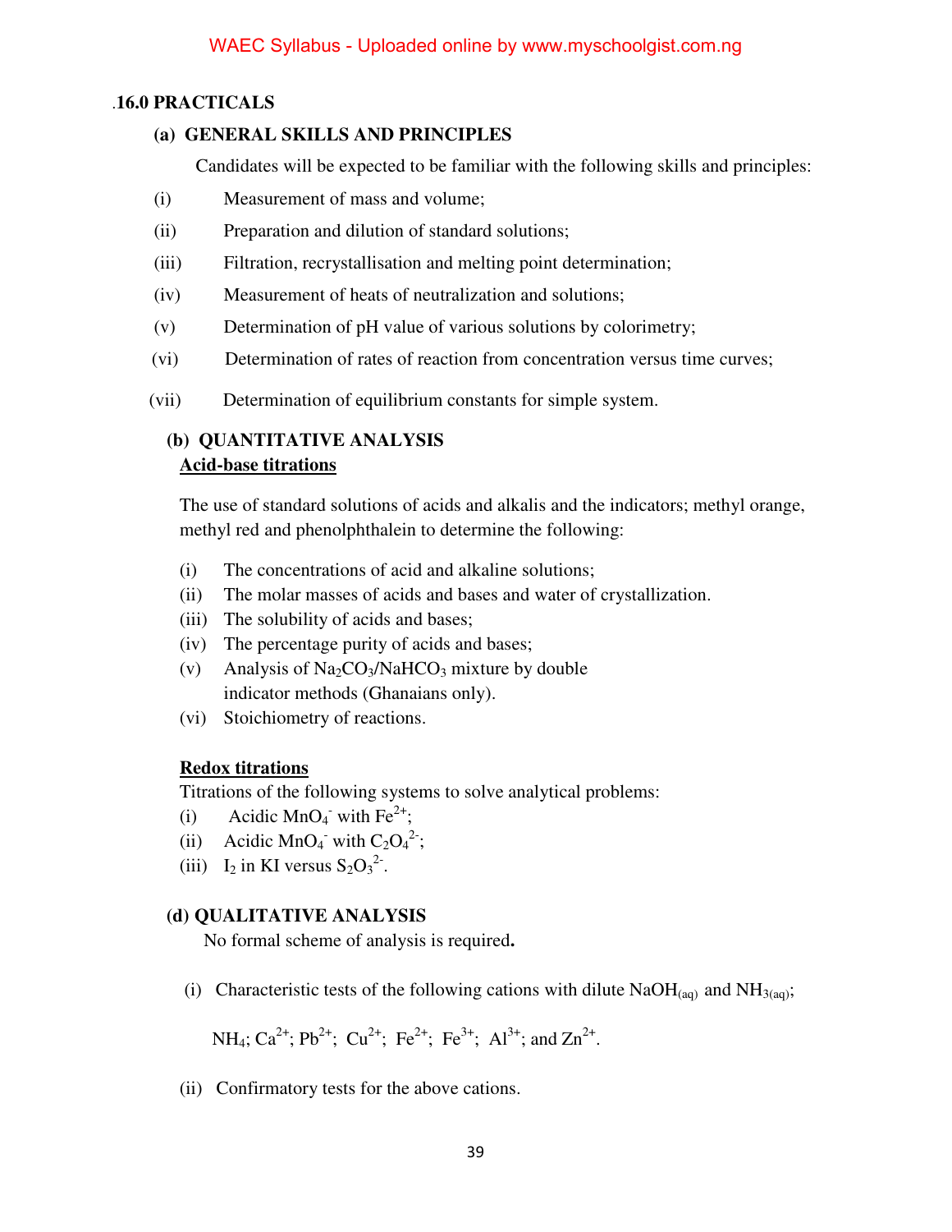## .16.0 PRACTICALS

### (a) GENERAL SKILLS AND PRINCIPLES

Candidates will be expected to be familiar with the following skills and principles:

(i) Measurement of mass and volume;

(ii) Preparation and dilution of standard solutions;

(iii) Filtration, recrystallisation and melting point determination;

(iv) Measurement of heats of neutralization and solutions;

(v) Determination of pH value of various solutions by colorimetry;

(vi) Determination of rates of reaction from concentration versus time curves;

(vii) Determination of equilibrium constants for simple system.

### (b) QUANTITATIVE ANALYSIS

**Acid-base titrations**

The use of standard solutions of acids and alkalis and the indicators; methyl orange, methyl red and phenolphthalein to determine the following:

(i) The concentrations of acid and alkaline solutions;

(ii) The molar masses of acids and bases and water of crystallization.

(iii) The solubility of acids and bases;

(iv) The percentage purity of acids and bases;

(v) Analysis of $Na_2CO_3/NaHCO_3$ mixture by double indicator methods (Ghanaians only).

(vi) Stoichiometry of reactions.

**Redox titrations**

Titrations of the following systems to solve analytical problems:

(i) Acidic $MnO_4^-$ with $Fe^{2+}$;

(ii) Acidic $MnO_4^-$ with $C_2O_4^{2-}$;

(iii) $I_2$ in KI versus $S_2O_3^{2-}$.

### (d) QUALITATIVE ANALYSIS

No formal scheme of analysis is required**.**

(i) Characteristic tests of the following cations with dilute $NaOH_{(aq)}$ and $NH_{3(aq)}$;

$NH_4$; $Ca^{2+}$; $Pb^{2+}$; $Cu^{2+}$; $Fe^{2+}$; $Fe^{3+}$; $Al^{3+}$; and $Zn^{2+}$.

(ii) Confirmatory tests for the above cations.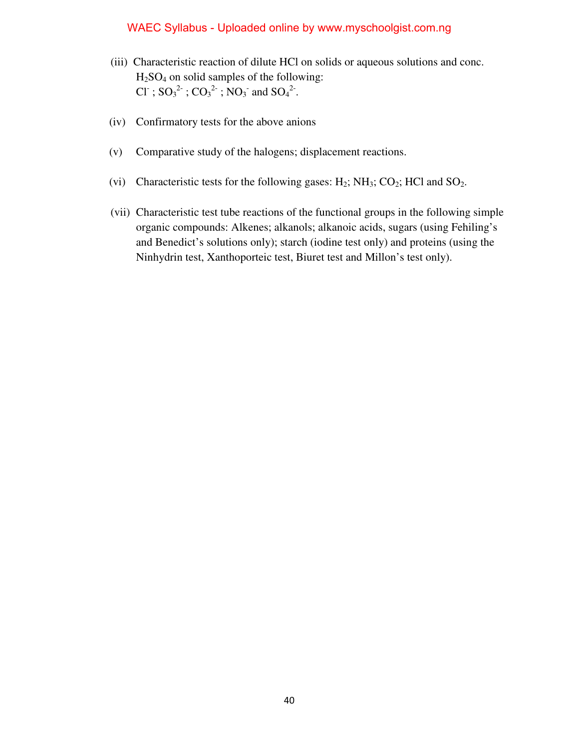(iii) Characteristic reaction of dilute HCl on solids or aqueous solutions and conc. $H_2SO_4$ on solid samples of the following:
$Cl^-$ ; $SO_3^{2-}$ ; $CO_3^{2-}$ ; $NO_3^-$ and $SO_4^{2-}$.

(iv) Confirmatory tests for the above anions

(v) Comparative study of the halogens; displacement reactions.

(vi) Characteristic tests for the following gases: $H_2$; $NH_3$; $CO_2$; HCl and $SO_2$.

(vii) Characteristic test tube reactions of the functional groups in the following simple organic compounds: Alkenes; alkanols; alkanoic acids, sugars (using Fehiling's and Benedict's solutions only); starch (iodine test only) and proteins (using the Ninhydrin test, Xanthoporteic test, Biuret test and Millon's test only).